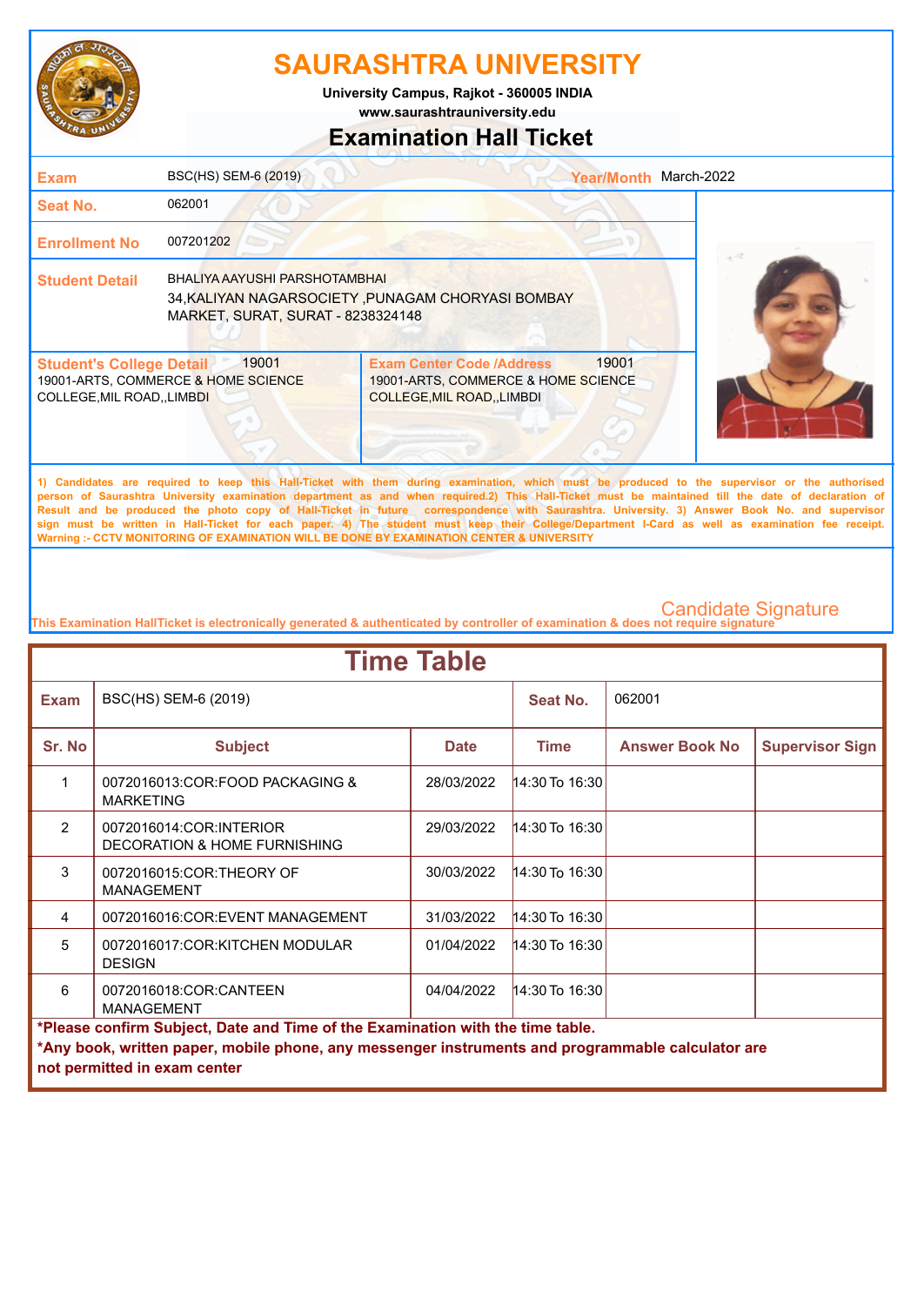# SAURASHTRA UNIVERSITY

**University Campus, Rajkot - 360005 INDIA**
**www.saurashtrauniversity.edu**

## Examination Hall Ticket

| | | | |
|---|---|---|---|
| **Exam** | BSC(HS) SEM-6 (2019) | **Year/Month** | March-2022 |
| **Seat No.** | 062001 | | |
| **Enrollment No** | 007201202 | | |
| **Student Detail** | BHALIYA AAYUSHI PARSHOTAMBHAI<br>34,KALIYAN NAGARSOCIETY ,PUNAGAM CHORYASI BOMBAY MARKET, SURAT, SURAT - 8238324148 | | |

| **Student's College Detail** 19001 | **Exam Center Code /Address** 19001 |
|---|---|
| 19001-ARTS, COMMERCE & HOME SCIENCE COLLEGE,MIL ROAD,,LIMBDI | 19001-ARTS, COMMERCE & HOME SCIENCE COLLEGE,MIL ROAD,,LIMBDI |

**1) Candidates are required to keep this Hall-Ticket with them during examination, which must be produced to the supervisor or the authorised person of Saurashtra University examination department as and when required.2) This Hall-Ticket must be maintained till the date of declaration of Result and be produced the photo copy of Hall-Ticket in future correspondence with Saurashtra. University. 3) Answer Book No. and supervisor sign must be written in Hall-Ticket for each paper. 4) The student must keep their College/Department I-Card as well as examination fee receipt.**
**Warning :- CCTV MONITORING OF EXAMINATION WILL BE DONE BY EXAMINATION CENTER & UNIVERSITY**

Candidate Signature

This Examination HallTicket is electronically generated & authenticated by controller of examination & does not require signature

## Time Table

| **Exam** | BSC(HS) SEM-6 (2019) | | **Seat No.** | 062001 | |
|---|---|---|---|---|---|
| **Sr. No** | **Subject** | **Date** | **Time** | **Answer Book No** | **Supervisor Sign** |
| 1 | 0072016013:COR:FOOD PACKAGING & MARKETING | 28/03/2022 | 14:30 To 16:30 | | |
| 2 | 0072016014:COR:INTERIOR DECORATION & HOME FURNISHING | 29/03/2022 | 14:30 To 16:30 | | |
| 3 | 0072016015:COR:THEORY OF MANAGEMENT | 30/03/2022 | 14:30 To 16:30 | | |
| 4 | 0072016016:COR:EVENT MANAGEMENT | 31/03/2022 | 14:30 To 16:30 | | |
| 5 | 0072016017:COR:KITCHEN MODULAR DESIGN | 01/04/2022 | 14:30 To 16:30 | | |
| 6 | 0072016018:COR:CANTEEN MANAGEMENT | 04/04/2022 | 14:30 To 16:30 | | |

**\*Please confirm Subject, Date and Time of the Examination with the time table.**
**\*Any book, written paper, mobile phone, any messenger instruments and programmable calculator are not permitted in exam center**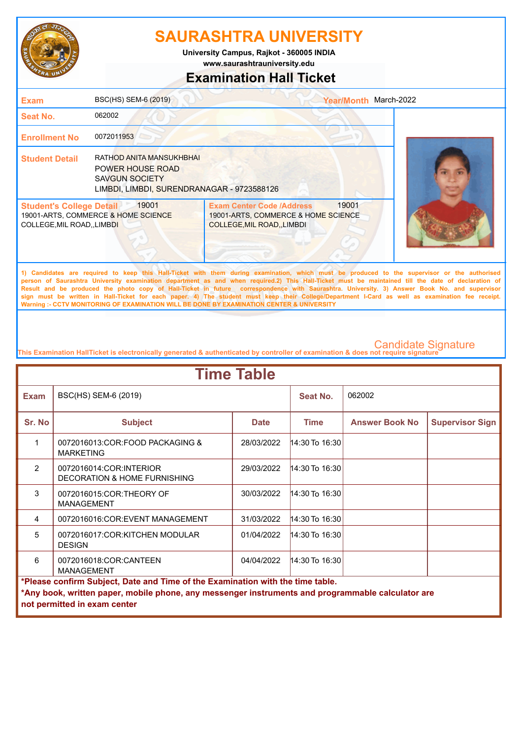# SAURASHTRA UNIVERSITY

University Campus, Rajkot - 360005 INDIA

www.saurashtrauniversity.edu

## Examination Hall Ticket

| | | | |
|---|---|---|---|
| **Exam** | BSC(HS) SEM-6 (2019) | **Year/Month** | March-2022 |
| **Seat No.** | 062002 | | |
| **Enrollment No** | 0072011953 | | |
| **Student Detail** | RATHOD ANITA MANSUKHBHAI<br>POWER HOUSE ROAD<br>SAVGUN SOCIETY<br>LIMBDI, LIMBDI, SURENDRANAGAR - 9723588126 | | |

**Student's College Detail** 19001
19001-ARTS, COMMERCE & HOME SCIENCE COLLEGE,MIL ROAD,,LIMBDI

**Exam Center Code /Address** 19001
19001-ARTS, COMMERCE & HOME SCIENCE COLLEGE,MIL ROAD,,LIMBDI

**1) Candidates are required to keep this Hall-Ticket with them during examination, which must be produced to the supervisor or the authorised person of Saurashtra University examination department as and when required.2) This Hall-Ticket must be maintained till the date of declaration of Result and be produced the photo copy of Hall-Ticket in future correspondence with Saurashtra. University. 3) Answer Book No. and supervisor sign must be written in Hall-Ticket for each paper. 4) The student must keep their College/Department I-Card as well as examination fee receipt. Warning :- CCTV MONITORING OF EXAMINATION WILL BE DONE BY EXAMINATION CENTER & UNIVERSITY**

Candidate Signature

This Examination HallTicket is electronically generated & authenticated by controller of examination & does not require signature

## Time Table

**Exam:** BSC(HS) SEM-6 (2019) **Seat No.:** 062002

| Sr. No | Subject | Date | Time | Answer Book No | Supervisor Sign |
|---|---|---|---|---|---|
| 1 | 0072016013:COR:FOOD PACKAGING & MARKETING | 28/03/2022 | 14:30 To 16:30 | | |
| 2 | 0072016014:COR:INTERIOR DECORATION & HOME FURNISHING | 29/03/2022 | 14:30 To 16:30 | | |
| 3 | 0072016015:COR:THEORY OF MANAGEMENT | 30/03/2022 | 14:30 To 16:30 | | |
| 4 | 0072016016:COR:EVENT MANAGEMENT | 31/03/2022 | 14:30 To 16:30 | | |
| 5 | 0072016017:COR:KITCHEN MODULAR DESIGN | 01/04/2022 | 14:30 To 16:30 | | |
| 6 | 0072016018:COR:CANTEEN MANAGEMENT | 04/04/2022 | 14:30 To 16:30 | | |

**\*Please confirm Subject, Date and Time of the Examination with the time table.**

**\*Any book, written paper, mobile phone, any messenger instruments and programmable calculator are not permitted in exam center**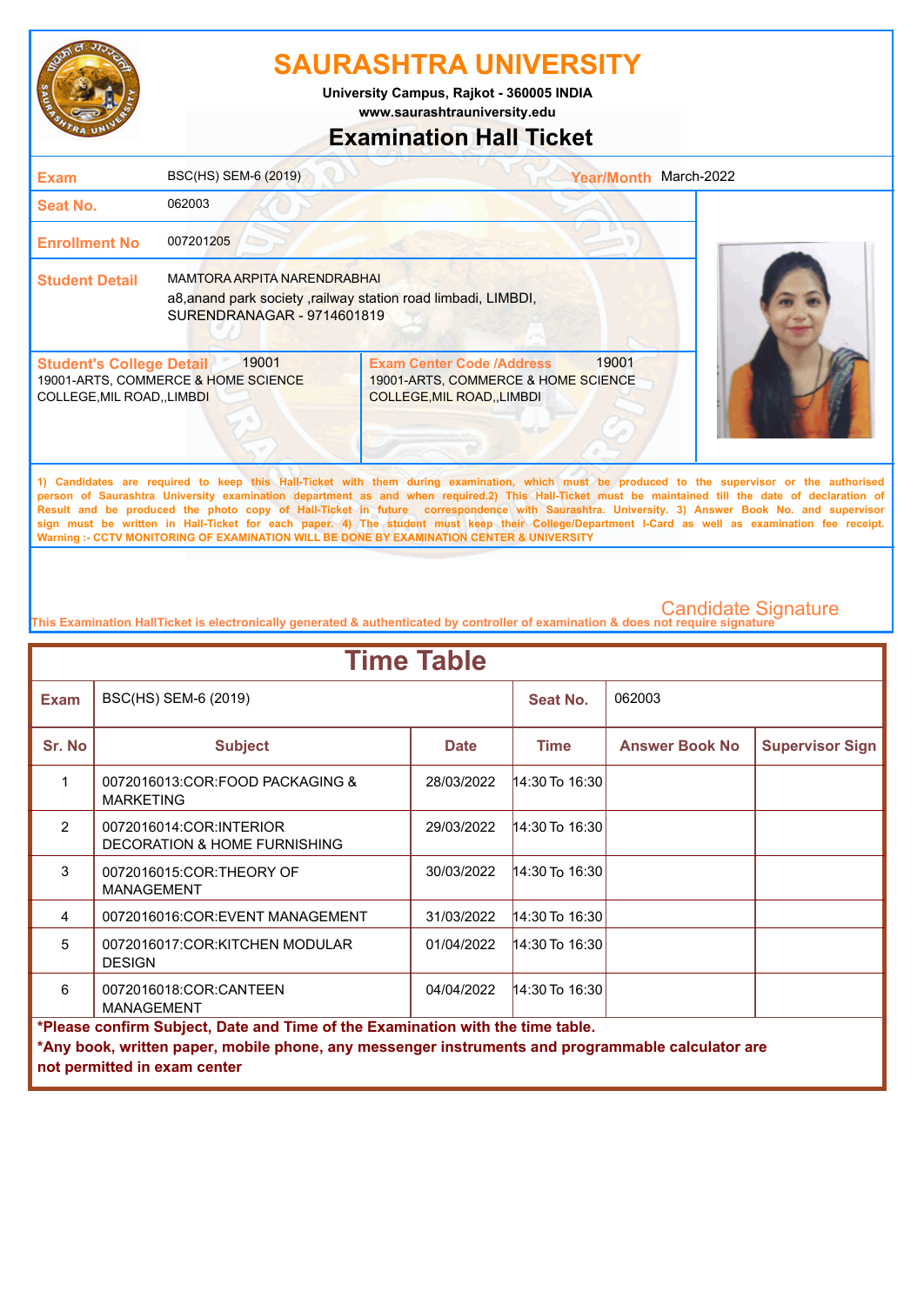# SAURASHTRA UNIVERSITY

**University Campus, Rajkot - 360005 INDIA**
**www.saurashtrauniversity.edu**

## Examination Hall Ticket

| | | | |
|---|---|---|---|
| **Exam** | BSC(HS) SEM-6 (2019) | **Year/Month** | March-2022 |
| **Seat No.** | 062003 | | |
| **Enrollment No** | 007201205 | | |
| **Student Detail** | MAMTORA ARPITA NARENDRABHAI<br>a8,anand park society ,railway station road limbadi, LIMBDI, SURENDRANAGAR - 9714601819 | | |

| **Student's College Detail** 19001 | **Exam Center Code /Address** 19001 |
|---|---|
| 19001-ARTS, COMMERCE & HOME SCIENCE COLLEGE,MIL ROAD,,LIMBDI | 19001-ARTS, COMMERCE & HOME SCIENCE COLLEGE,MIL ROAD,,LIMBDI |

**1) Candidates are required to keep this Hall-Ticket with them during examination, which must be produced to the supervisor or the authorised person of Saurashtra University examination department as and when required.2) This Hall-Ticket must be maintained till the date of declaration of Result and be produced the photo copy of Hall-Ticket in future correspondence with Saurashtra. University. 3) Answer Book No. and supervisor sign must be written in Hall-Ticket for each paper. 4) The student must keep their College/Department I-Card as well as examination fee receipt. Warning :- CCTV MONITORING OF EXAMINATION WILL BE DONE BY EXAMINATION CENTER & UNIVERSITY**

Candidate Signature

This Examination HallTicket is electronically generated & authenticated by controller of examination & does not require signature

## Time Table

| **Exam** | BSC(HS) SEM-6 (2019) | | **Seat No.** | 062003 | |
|---|---|---|---|---|---|
| **Sr. No** | **Subject** | **Date** | **Time** | **Answer Book No** | **Supervisor Sign** |
| 1 | 0072016013:COR:FOOD PACKAGING & MARKETING | 28/03/2022 | 14:30 To 16:30 | | |
| 2 | 0072016014:COR:INTERIOR DECORATION & HOME FURNISHING | 29/03/2022 | 14:30 To 16:30 | | |
| 3 | 0072016015:COR:THEORY OF MANAGEMENT | 30/03/2022 | 14:30 To 16:30 | | |
| 4 | 0072016016:COR:EVENT MANAGEMENT | 31/03/2022 | 14:30 To 16:30 | | |
| 5 | 0072016017:COR:KITCHEN MODULAR DESIGN | 01/04/2022 | 14:30 To 16:30 | | |
| 6 | 0072016018:COR:CANTEEN MANAGEMENT | 04/04/2022 | 14:30 To 16:30 | | |

**\*Please confirm Subject, Date and Time of the Examination with the time table.**

**\*Any book, written paper, mobile phone, any messenger instruments and programmable calculator are not permitted in exam center**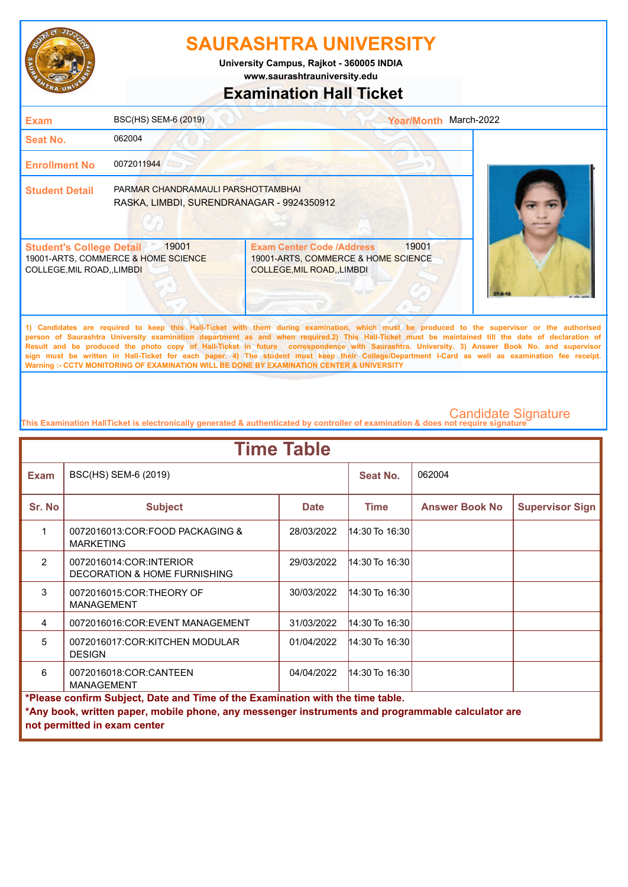# SAURASHTRA UNIVERSITY

**University Campus, Rajkot - 360005 INDIA**
**www.saurashtrauniversity.edu**

## Examination Hall Ticket

| | | | |
|---|---|---|---|
| **Exam** | BSC(HS) SEM-6 (2019) | **Year/Month** | March-2022 |
| **Seat No.** | 062004 | | |
| **Enrollment No** | 0072011944 | | |
| **Student Detail** | PARMAR CHANDRAMAULI PARSHOTTAMBHAI<br>RASKA, LIMBDI, SURENDRANAGAR - 9924350912 | | |

| **Student's College Detail** 19001 | **Exam Center Code /Address** 19001 |
|---|---|
| 19001-ARTS, COMMERCE & HOME SCIENCE COLLEGE,MIL ROAD,,LIMBDI | 19001-ARTS, COMMERCE & HOME SCIENCE COLLEGE,MIL ROAD,,LIMBDI |

**1) Candidates are required to keep this Hall-Ticket with them during examination, which must be produced to the supervisor or the authorised person of Saurashtra University examination department as and when required.2) This Hall-Ticket must be maintained till the date of declaration of Result and be produced the photo copy of Hall-Ticket in future correspondence with Saurashtra. University. 3) Answer Book No. and supervisor sign must be written in Hall-Ticket for each paper. 4) The student must keep their College/Department I-Card as well as examination fee receipt. Warning :- CCTV MONITORING OF EXAMINATION WILL BE DONE BY EXAMINATION CENTER & UNIVERSITY**

Candidate Signature

This Examination HallTicket is electronically generated & authenticated by controller of examination & does not require signature

## Time Table

| **Exam** | BSC(HS) SEM-6 (2019) | | **Seat No.** | 062004 | |
|---|---|---|---|---|---|
| **Sr. No** | **Subject** | **Date** | **Time** | **Answer Book No** | **Supervisor Sign** |
| 1 | 0072016013:COR:FOOD PACKAGING & MARKETING | 28/03/2022 | 14:30 To 16:30 | | |
| 2 | 0072016014:COR:INTERIOR DECORATION & HOME FURNISHING | 29/03/2022 | 14:30 To 16:30 | | |
| 3 | 0072016015:COR:THEORY OF MANAGEMENT | 30/03/2022 | 14:30 To 16:30 | | |
| 4 | 0072016016:COR:EVENT MANAGEMENT | 31/03/2022 | 14:30 To 16:30 | | |
| 5 | 0072016017:COR:KITCHEN MODULAR DESIGN | 01/04/2022 | 14:30 To 16:30 | | |
| 6 | 0072016018:COR:CANTEEN MANAGEMENT | 04/04/2022 | 14:30 To 16:30 | | |

**\*Please confirm Subject, Date and Time of the Examination with the time table.**
**\*Any book, written paper, mobile phone, any messenger instruments and programmable calculator are not permitted in exam center**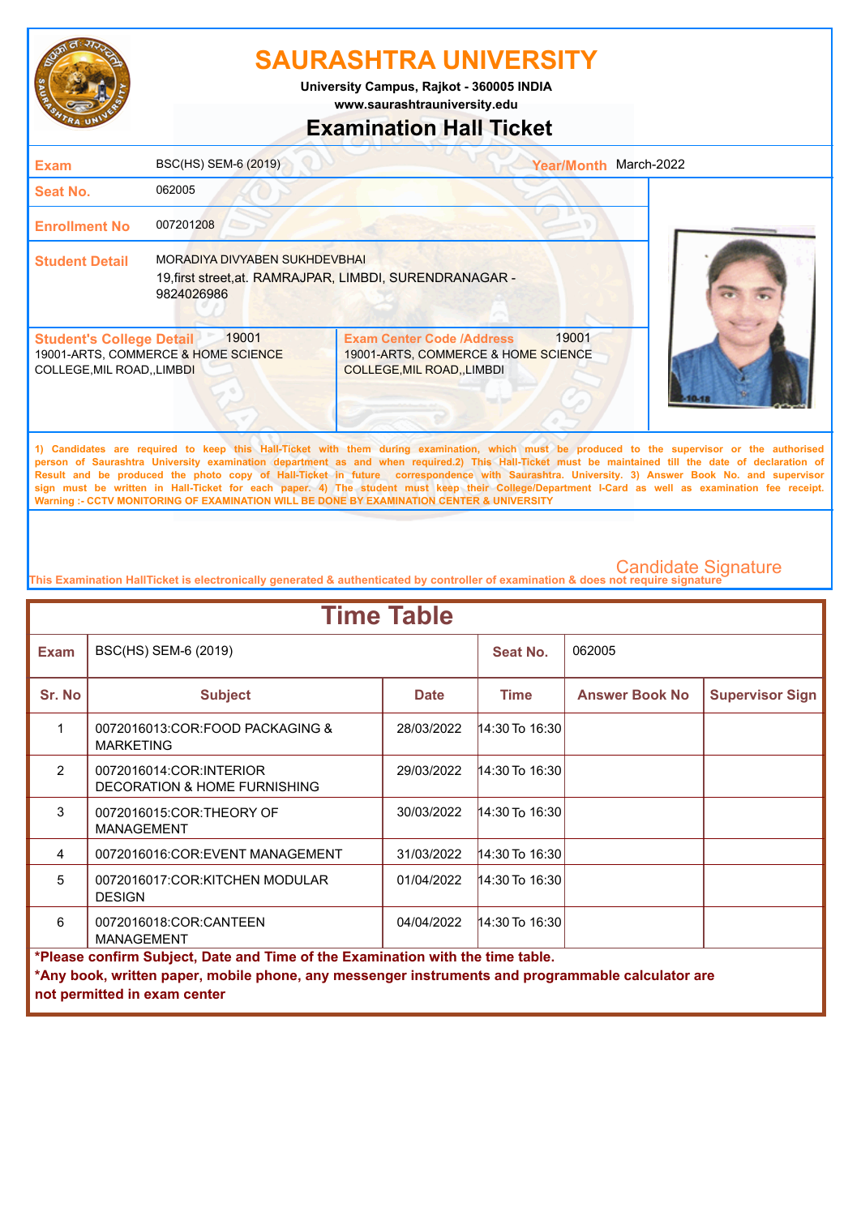# SAURASHTRA UNIVERSITY

University Campus, Rajkot - 360005 INDIA

www.saurashtrauniversity.edu

## Examination Hall Ticket

| | | | |
|---|---|---|---|
| **Exam** | BSC(HS) SEM-6 (2019) | **Year/Month** | March-2022 |
| **Seat No.** | 062005 | | |
| **Enrollment No** | 007201208 | | |
| **Student Detail** | MORADIYA DIVYABEN SUKHDEVBHAI<br>19,first street,at. RAMRAJPAR, LIMBDI, SURENDRANAGAR - 9824026986 | | |

| **Student's College Detail** 19001 | **Exam Center Code /Address** 19001 |
|---|---|
| 19001-ARTS, COMMERCE & HOME SCIENCE COLLEGE,MIL ROAD,,LIMBDI | 19001-ARTS, COMMERCE & HOME SCIENCE COLLEGE,MIL ROAD,,LIMBDI |

1) Candidates are required to keep this Hall-Ticket with them during examination, which must be produced to the supervisor or the authorised person of Saurashtra University examination department as and when required.2) This Hall-Ticket must be maintained till the date of declaration of Result and be produced the photo copy of Hall-Ticket in future correspondence with Saurashtra. University. 3) Answer Book No. and supervisor sign must be written in Hall-Ticket for each paper. 4) The student must keep their College/Department I-Card as well as examination fee receipt.
Warning :- CCTV MONITORING OF EXAMINATION WILL BE DONE BY EXAMINATION CENTER & UNIVERSITY

Candidate Signature

This Examination HallTicket is electronically generated & authenticated by controller of examination & does not require signature

## Time Table

| **Exam** | BSC(HS) SEM-6 (2019) | | **Seat No.** | 062005 | |
|---|---|---|---|---|---|
| **Sr. No** | **Subject** | **Date** | **Time** | **Answer Book No** | **Supervisor Sign** |
| 1 | 0072016013:COR:FOOD PACKAGING & MARKETING | 28/03/2022 | 14:30 To 16:30 | | |
| 2 | 0072016014:COR:INTERIOR DECORATION & HOME FURNISHING | 29/03/2022 | 14:30 To 16:30 | | |
| 3 | 0072016015:COR:THEORY OF MANAGEMENT | 30/03/2022 | 14:30 To 16:30 | | |
| 4 | 0072016016:COR:EVENT MANAGEMENT | 31/03/2022 | 14:30 To 16:30 | | |
| 5 | 0072016017:COR:KITCHEN MODULAR DESIGN | 01/04/2022 | 14:30 To 16:30 | | |
| 6 | 0072016018:COR:CANTEEN MANAGEMENT | 04/04/2022 | 14:30 To 16:30 | | |

**\*Please confirm Subject, Date and Time of the Examination with the time table.**

**\*Any book, written paper, mobile phone, any messenger instruments and programmable calculator are not permitted in exam center**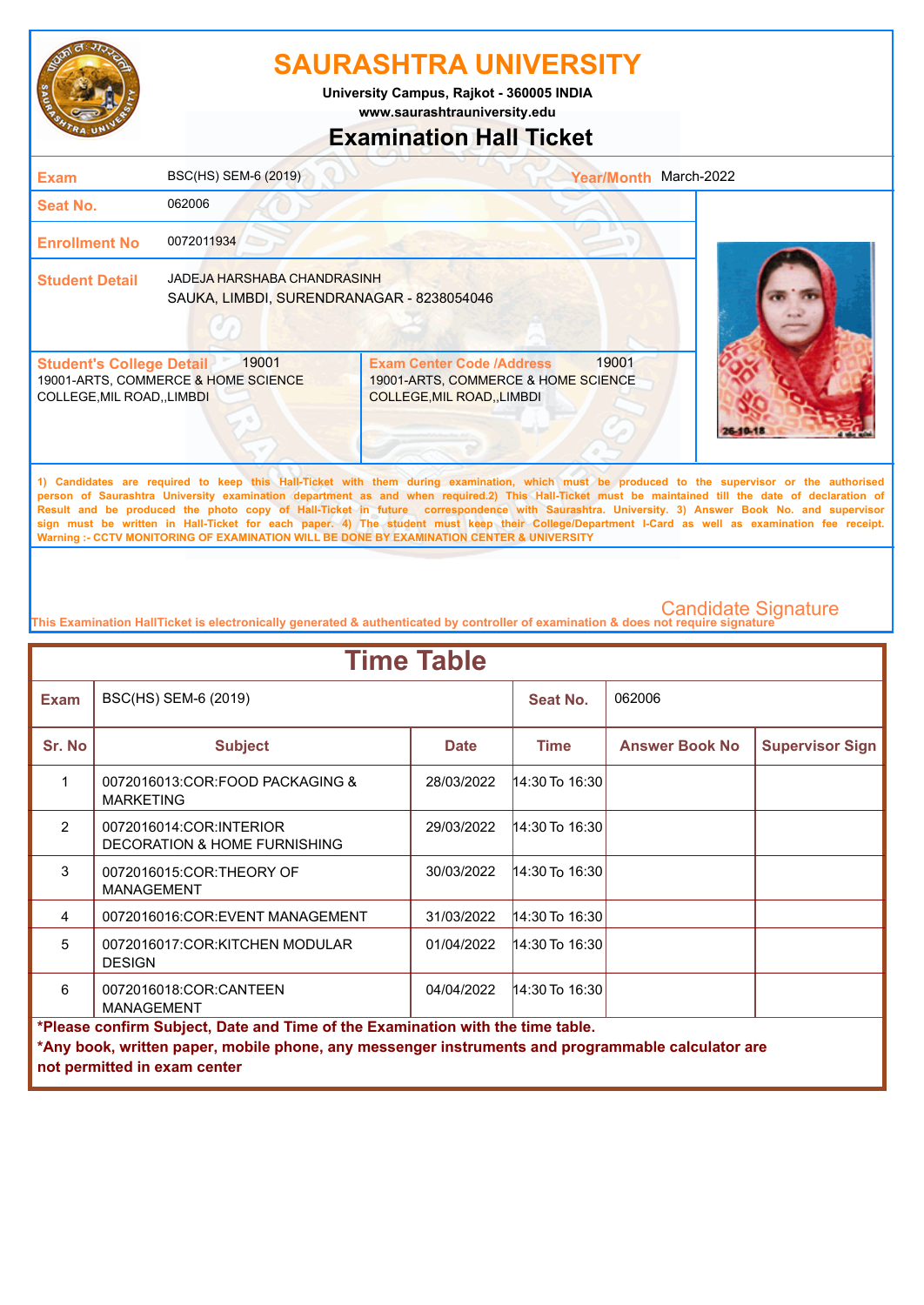# SAURASHTRA UNIVERSITY

University Campus, Rajkot - 360005 INDIA

www.saurashtrauniversity.edu

## Examination Hall Ticket

| | | | |
|---|---|---|---|
| **Exam** | BSC(HS) SEM-6 (2019) | **Year/Month** | March-2022 |
| **Seat No.** | 062006 | | |
| **Enrollment No** | 0072011934 | | |
| **Student Detail** | JADEJA HARSHABA CHANDRASINH<br>SAUKA, LIMBDI, SURENDRANAGAR - 8238054046 | | |
| **Student's College Detail** 19001 | 19001-ARTS, COMMERCE & HOME SCIENCE COLLEGE,MIL ROAD,,LIMBDI | **Exam Center Code /Address** 19001 | 19001-ARTS, COMMERCE & HOME SCIENCE COLLEGE,MIL ROAD,,LIMBDI |

1) Candidates are required to keep this Hall-Ticket with them during examination, which must be produced to the supervisor or the authorised person of Saurashtra University examination department as and when required.2) This Hall-Ticket must be maintained till the date of declaration of Result and be produced the photo copy of Hall-Ticket in future correspondence with Saurashtra. University. 3) Answer Book No. and supervisor sign must be written in Hall-Ticket for each paper. 4) The student must keep their College/Department I-Card as well as examination fee receipt.
Warning :- CCTV MONITORING OF EXAMINATION WILL BE DONE BY EXAMINATION CENTER & UNIVERSITY

Candidate Signature

This Examination HallTicket is electronically generated & authenticated by controller of examination & does not require signature

## Time Table

**Exam:** BSC(HS) SEM-6 (2019) **Seat No.:** 062006

| Sr. No | Subject | Date | Time | Answer Book No | Supervisor Sign |
|---|---|---|---|---|---|
| 1 | 0072016013:COR:FOOD PACKAGING & MARKETING | 28/03/2022 | 14:30 To 16:30 | | |
| 2 | 0072016014:COR:INTERIOR DECORATION & HOME FURNISHING | 29/03/2022 | 14:30 To 16:30 | | |
| 3 | 0072016015:COR:THEORY OF MANAGEMENT | 30/03/2022 | 14:30 To 16:30 | | |
| 4 | 0072016016:COR:EVENT MANAGEMENT | 31/03/2022 | 14:30 To 16:30 | | |
| 5 | 0072016017:COR:KITCHEN MODULAR DESIGN | 01/04/2022 | 14:30 To 16:30 | | |
| 6 | 0072016018:COR:CANTEEN MANAGEMENT | 04/04/2022 | 14:30 To 16:30 | | |

**\*Please confirm Subject, Date and Time of the Examination with the time table.**

**\*Any book, written paper, mobile phone, any messenger instruments and programmable calculator are not permitted in exam center**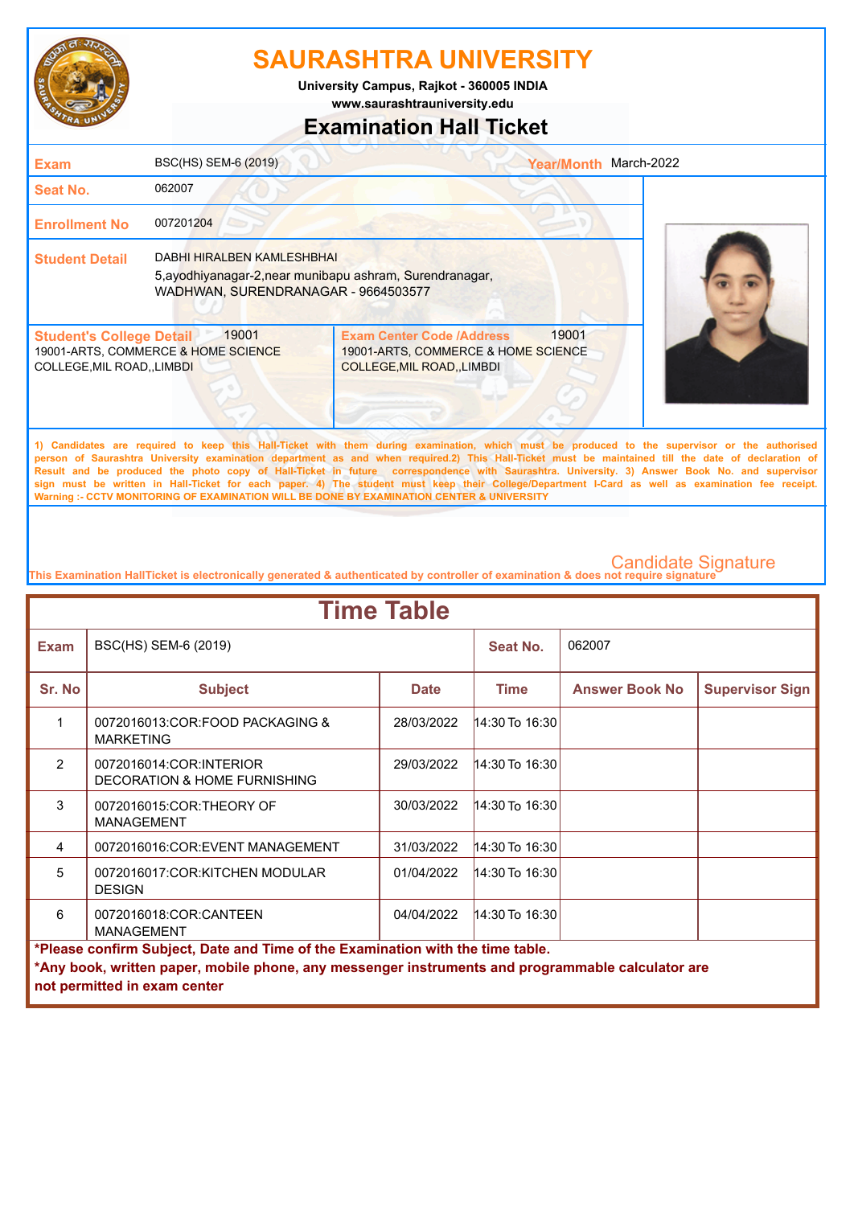# SAURASHTRA UNIVERSITY

**University Campus, Rajkot - 360005 INDIA**
**www.saurashtrauniversity.edu**

## Examination Hall Ticket

| | | | |
|---|---|---|---|
| **Exam** | BSC(HS) SEM-6 (2019) | **Year/Month** | March-2022 |
| **Seat No.** | 062007 | | |
| **Enrollment No** | 007201204 | | |
| **Student Detail** | DABHI HIRALBEN KAMLESHBHAI<br>5,ayodhiyanagar-2,near munibapu ashram, Surendranagar, WADHWAN, SURENDRANAGAR - 9664503577 | | |

| **Student's College Detail** 19001 | **Exam Center Code /Address** 19001 |
|---|---|
| 19001-ARTS, COMMERCE & HOME SCIENCE COLLEGE,MIL ROAD,,LIMBDI | 19001-ARTS, COMMERCE & HOME SCIENCE COLLEGE,MIL ROAD,,LIMBDI |

1) Candidates are required to keep this Hall-Ticket with them during examination, which must be produced to the supervisor or the authorised person of Saurashtra University examination department as and when required.2) This Hall-Ticket must be maintained till the date of declaration of Result and be produced the photo copy of Hall-Ticket in future correspondence with Saurashtra. University. 3) Answer Book No. and supervisor sign must be written in Hall-Ticket for each paper. 4) The student must keep their College/Department I-Card as well as examination fee receipt.
Warning :- CCTV MONITORING OF EXAMINATION WILL BE DONE BY EXAMINATION CENTER & UNIVERSITY

Candidate Signature

This Examination HallTicket is electronically generated & authenticated by controller of examination & does not require signature

## Time Table

| **Exam** | BSC(HS) SEM-6 (2019) | | **Seat No.** | 062007 | |
|---|---|---|---|---|---|
| **Sr. No** | **Subject** | **Date** | **Time** | **Answer Book No** | **Supervisor Sign** |
| 1 | 0072016013:COR:FOOD PACKAGING & MARKETING | 28/03/2022 | 14:30 To 16:30 | | |
| 2 | 0072016014:COR:INTERIOR DECORATION & HOME FURNISHING | 29/03/2022 | 14:30 To 16:30 | | |
| 3 | 0072016015:COR:THEORY OF MANAGEMENT | 30/03/2022 | 14:30 To 16:30 | | |
| 4 | 0072016016:COR:EVENT MANAGEMENT | 31/03/2022 | 14:30 To 16:30 | | |
| 5 | 0072016017:COR:KITCHEN MODULAR DESIGN | 01/04/2022 | 14:30 To 16:30 | | |
| 6 | 0072016018:COR:CANTEEN MANAGEMENT | 04/04/2022 | 14:30 To 16:30 | | |

**\*Please confirm Subject, Date and Time of the Examination with the time table.**
**\*Any book, written paper, mobile phone, any messenger instruments and programmable calculator are not permitted in exam center**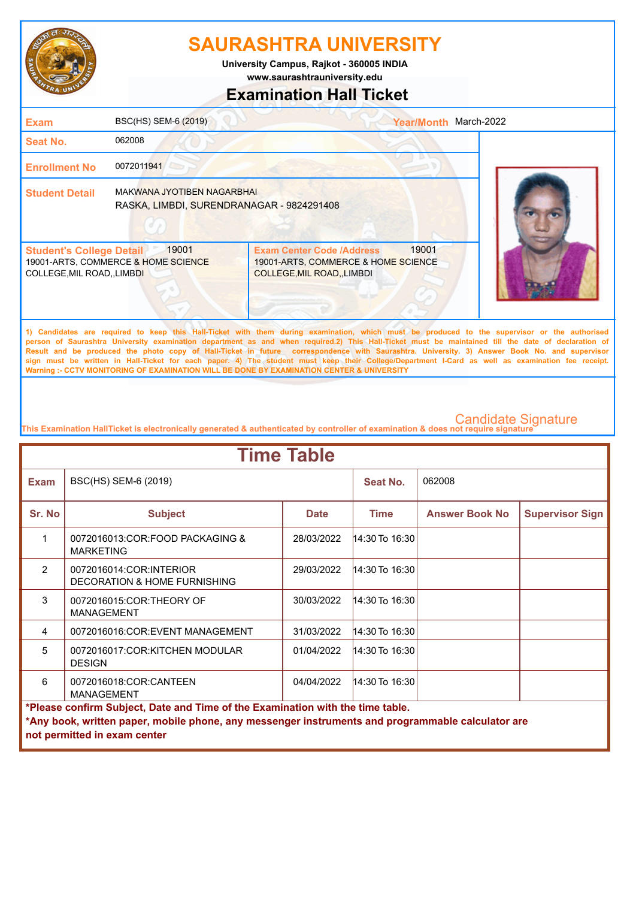# SAURASHTRA UNIVERSITY

**University Campus, Rajkot - 360005 INDIA**
**www.saurashtrauniversity.edu**

## Examination Hall Ticket

| | | | |
|---|---|---|---|
| **Exam** | BSC(HS) SEM-6 (2019) | **Year/Month** | March-2022 |
| **Seat No.** | 062008 | | |
| **Enrollment No** | 0072011941 | | |
| **Student Detail** | MAKWANA JYOTIBEN NAGARBHAI<br>RASKA, LIMBDI, SURENDRANAGAR - 9824291408 | | |

| **Student's College Detail** 19001 | **Exam Center Code /Address** 19001 |
|---|---|
| 19001-ARTS, COMMERCE & HOME SCIENCE COLLEGE,MIL ROAD,,LIMBDI | 19001-ARTS, COMMERCE & HOME SCIENCE COLLEGE,MIL ROAD,,LIMBDI |

**1) Candidates are required to keep this Hall-Ticket with them during examination, which must be produced to the supervisor or the authorised person of Saurashtra University examination department as and when required.2) This Hall-Ticket must be maintained till the date of declaration of Result and be produced the photo copy of Hall-Ticket in future correspondence with Saurashtra. University. 3) Answer Book No. and supervisor sign must be written in Hall-Ticket for each paper. 4) The student must keep their College/Department I-Card as well as examination fee receipt. Warning :- CCTV MONITORING OF EXAMINATION WILL BE DONE BY EXAMINATION CENTER & UNIVERSITY**

Candidate Signature

This Examination HallTicket is electronically generated & authenticated by controller of examination & does not require signature

## Time Table

**Exam:** BSC(HS) SEM-6 (2019) **Seat No.:** 062008

| Sr. No | Subject | Date | Time | Answer Book No | Supervisor Sign |
|---|---|---|---|---|---|
| 1 | 0072016013:COR:FOOD PACKAGING & MARKETING | 28/03/2022 | 14:30 To 16:30 | | |
| 2 | 0072016014:COR:INTERIOR DECORATION & HOME FURNISHING | 29/03/2022 | 14:30 To 16:30 | | |
| 3 | 0072016015:COR:THEORY OF MANAGEMENT | 30/03/2022 | 14:30 To 16:30 | | |
| 4 | 0072016016:COR:EVENT MANAGEMENT | 31/03/2022 | 14:30 To 16:30 | | |
| 5 | 0072016017:COR:KITCHEN MODULAR DESIGN | 01/04/2022 | 14:30 To 16:30 | | |
| 6 | 0072016018:COR:CANTEEN MANAGEMENT | 04/04/2022 | 14:30 To 16:30 | | |

**\*Please confirm Subject, Date and Time of the Examination with the time table.**

**\*Any book, written paper, mobile phone, any messenger instruments and programmable calculator are not permitted in exam center**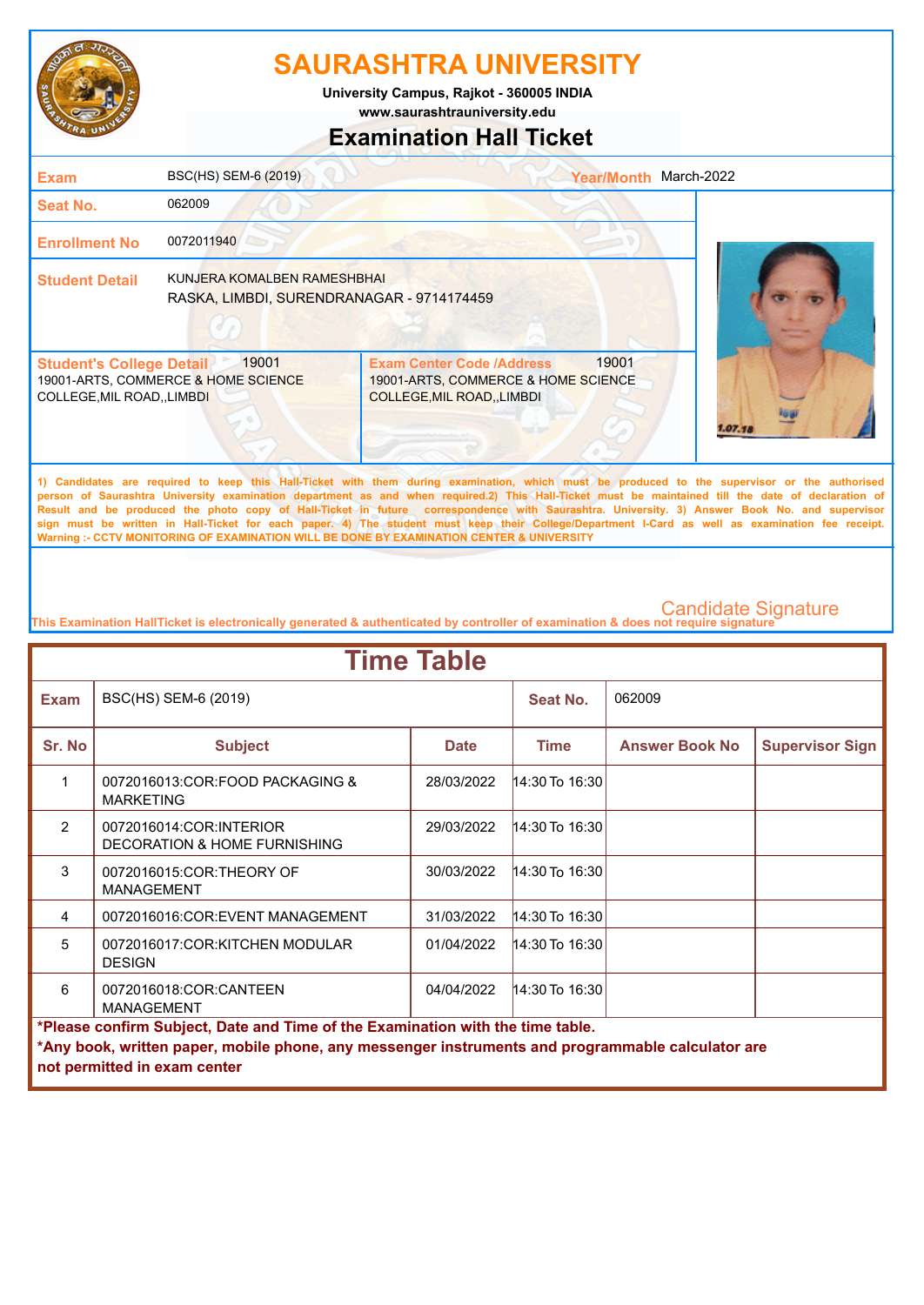# SAURASHTRA UNIVERSITY

University Campus, Rajkot - 360005 INDIA

www.saurashtrauniversity.edu

## Examination Hall Ticket

| | | | |
|---|---|---|---|
| **Exam** | BSC(HS) SEM-6 (2019) | **Year/Month** | March-2022 |
| **Seat No.** | 062009 | | |
| **Enrollment No** | 0072011940 | | |
| **Student Detail** | KUNJERA KOMALBEN RAMESHBHAI<br>RASKA, LIMBDI, SURENDRANAGAR - 9714174459 | | |

| **Student's College Detail** 19001 | **Exam Center Code /Address** 19001 |
|---|---|
| 19001-ARTS, COMMERCE & HOME SCIENCE COLLEGE,MIL ROAD,,LIMBDI | 19001-ARTS, COMMERCE & HOME SCIENCE COLLEGE,MIL ROAD,,LIMBDI |

**1) Candidates are required to keep this Hall-Ticket with them during examination, which must be produced to the supervisor or the authorised person of Saurashtra University examination department as and when required.2) This Hall-Ticket must be maintained till the date of declaration of Result and be produced the photo copy of Hall-Ticket in future correspondence with Saurashtra. University. 3) Answer Book No. and supervisor sign must be written in Hall-Ticket for each paper. 4) The student must keep their College/Department I-Card as well as examination fee receipt. Warning :- CCTV MONITORING OF EXAMINATION WILL BE DONE BY EXAMINATION CENTER & UNIVERSITY**

Candidate Signature

This Examination HallTicket is electronically generated & authenticated by controller of examination & does not require signature

## Time Table

| **Exam** | BSC(HS) SEM-6 (2019) | | **Seat No.** | 062009 | |
|---|---|---|---|---|---|
| **Sr. No** | **Subject** | **Date** | **Time** | **Answer Book No** | **Supervisor Sign** |
| 1 | 0072016013:COR:FOOD PACKAGING & MARKETING | 28/03/2022 | 14:30 To 16:30 | | |
| 2 | 0072016014:COR:INTERIOR DECORATION & HOME FURNISHING | 29/03/2022 | 14:30 To 16:30 | | |
| 3 | 0072016015:COR:THEORY OF MANAGEMENT | 30/03/2022 | 14:30 To 16:30 | | |
| 4 | 0072016016:COR:EVENT MANAGEMENT | 31/03/2022 | 14:30 To 16:30 | | |
| 5 | 0072016017:COR:KITCHEN MODULAR DESIGN | 01/04/2022 | 14:30 To 16:30 | | |
| 6 | 0072016018:COR:CANTEEN MANAGEMENT | 04/04/2022 | 14:30 To 16:30 | | |

**\*Please confirm Subject, Date and Time of the Examination with the time table.**

**\*Any book, written paper, mobile phone, any messenger instruments and programmable calculator are not permitted in exam center**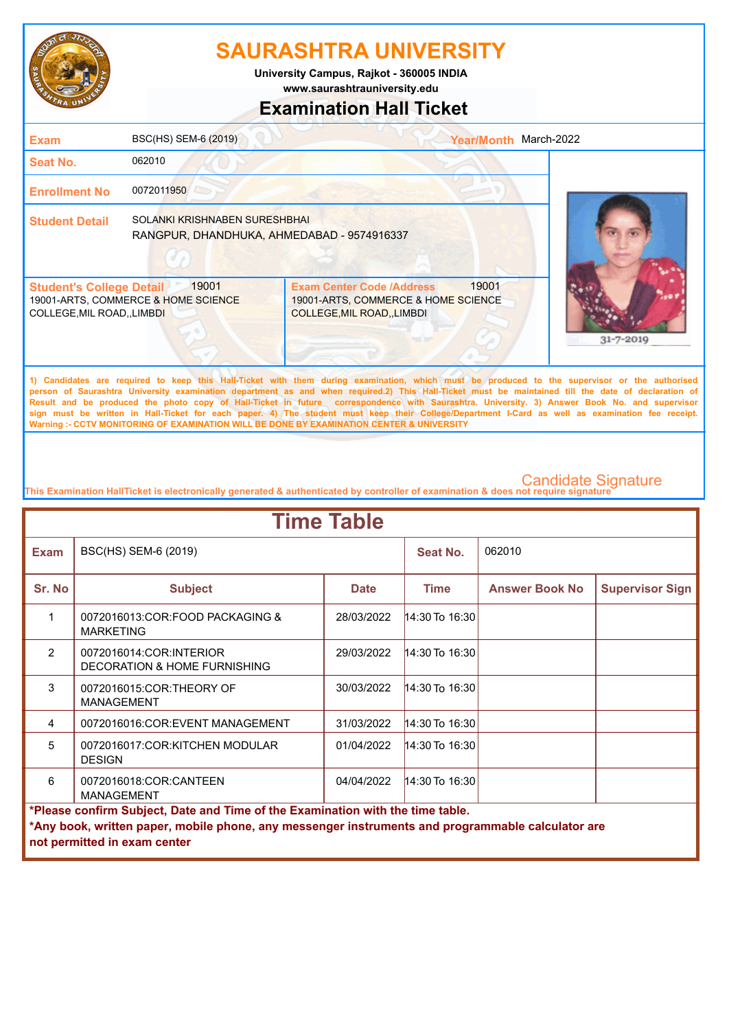# SAURASHTRA UNIVERSITY

University Campus, Rajkot - 360005 INDIA
www.saurashtrauniversity.edu

## Examination Hall Ticket

| | | | |
|---|---|---|---|
| **Exam** | BSC(HS) SEM-6 (2019) | **Year/Month** | March-2022 |
| **Seat No.** | 062010 | | |
| **Enrollment No** | 0072011950 | | |
| **Student Detail** | SOLANKI KRISHNABEN SURESHBHAI<br>RANGPUR, DHANDHUKA, AHMEDABAD - 9574916337 | | |

| **Student's College Detail** 19001 | **Exam Center Code /Address** 19001 |
|---|---|
| 19001-ARTS, COMMERCE & HOME SCIENCE COLLEGE,MIL ROAD,,LIMBDI | 19001-ARTS, COMMERCE & HOME SCIENCE COLLEGE,MIL ROAD,,LIMBDI |

31-7-2019

1) Candidates are required to keep this Hall-Ticket with them during examination, which must be produced to the supervisor or the authorised person of Saurashtra University examination department as and when required.2) This Hall-Ticket must be maintained till the date of declaration of Result and be produced the photo copy of Hall-Ticket in future correspondence with Saurashtra. University. 3) Answer Book No. and supervisor sign must be written in Hall-Ticket for each paper. 4) The student must keep their College/Department I-Card as well as examination fee receipt.
Warning :- CCTV MONITORING OF EXAMINATION WILL BE DONE BY EXAMINATION CENTER & UNIVERSITY

Candidate Signature

This Examination HallTicket is electronically generated & authenticated by controller of examination & does not require signature

## Time Table

| **Exam** | BSC(HS) SEM-6 (2019) | | **Seat No.** | 062010 | |
|---|---|---|---|---|---|
| **Sr. No** | **Subject** | **Date** | **Time** | **Answer Book No** | **Supervisor Sign** |
| 1 | 0072016013:COR:FOOD PACKAGING & MARKETING | 28/03/2022 | 14:30 To 16:30 | | |
| 2 | 0072016014:COR:INTERIOR DECORATION & HOME FURNISHING | 29/03/2022 | 14:30 To 16:30 | | |
| 3 | 0072016015:COR:THEORY OF MANAGEMENT | 30/03/2022 | 14:30 To 16:30 | | |
| 4 | 0072016016:COR:EVENT MANAGEMENT | 31/03/2022 | 14:30 To 16:30 | | |
| 5 | 0072016017:COR:KITCHEN MODULAR DESIGN | 01/04/2022 | 14:30 To 16:30 | | |
| 6 | 0072016018:COR:CANTEEN MANAGEMENT | 04/04/2022 | 14:30 To 16:30 | | |

**\*Please confirm Subject, Date and Time of the Examination with the time table.**
**\*Any book, written paper, mobile phone, any messenger instruments and programmable calculator are not permitted in exam center**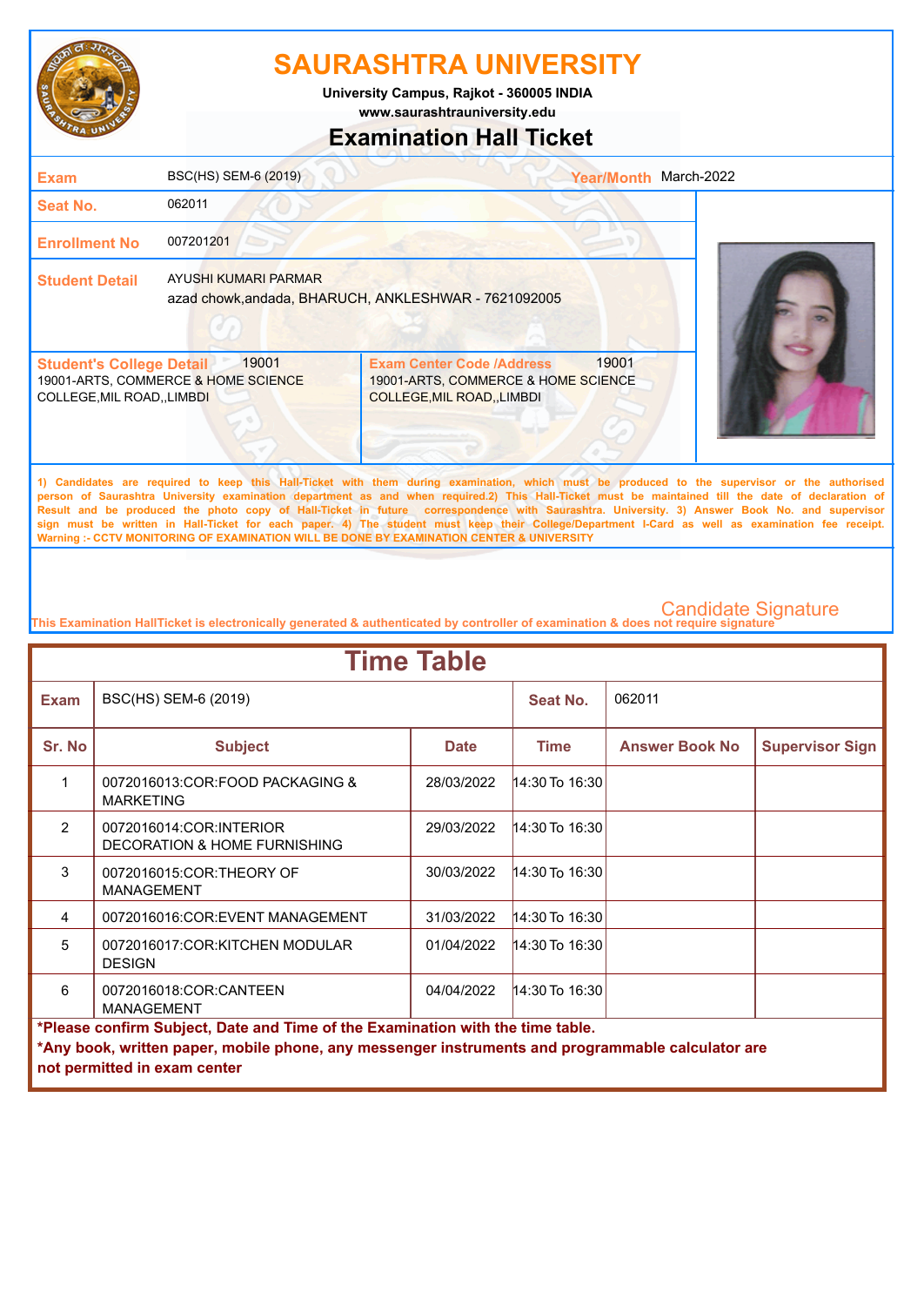# SAURASHTRA UNIVERSITY

University Campus, Rajkot - 360005 INDIA
www.saurashtrauniversity.edu

## Examination Hall Ticket

| | | | |
|---|---|---|---|
| **Exam** | BSC(HS) SEM-6 (2019) | **Year/Month** | March-2022 |
| **Seat No.** | 062011 | | |
| **Enrollment No** | 007201201 | | |
| **Student Detail** | AYUSHI KUMARI PARMAR<br>azad chowk,andada, BHARUCH, ANKLESHWAR - 7621092005 | | |

| **Student's College Detail** 19001 | **Exam Center Code /Address** 19001 |
|---|---|
| 19001-ARTS, COMMERCE & HOME SCIENCE COLLEGE,MIL ROAD,,LIMBDI | 19001-ARTS, COMMERCE & HOME SCIENCE COLLEGE,MIL ROAD,,LIMBDI |

**1) Candidates are required to keep this Hall-Ticket with them during examination, which must be produced to the supervisor or the authorised person of Saurashtra University examination department as and when required.2) This Hall-Ticket must be maintained till the date of declaration of Result and be produced the photo copy of Hall-Ticket in future correspondence with Saurashtra. University. 3) Answer Book No. and supervisor sign must be written in Hall-Ticket for each paper. 4) The student must keep their College/Department I-Card as well as examination fee receipt. Warning :- CCTV MONITORING OF EXAMINATION WILL BE DONE BY EXAMINATION CENTER & UNIVERSITY**

Candidate Signature

This Examination HallTicket is electronically generated & authenticated by controller of examination & does not require signature

## Time Table

| **Exam** | BSC(HS) SEM-6 (2019) | | **Seat No.** | 062011 | |
|---|---|---|---|---|---|
| **Sr. No** | **Subject** | **Date** | **Time** | **Answer Book No** | **Supervisor Sign** |
| 1 | 0072016013:COR:FOOD PACKAGING & MARKETING | 28/03/2022 | 14:30 To 16:30 | | |
| 2 | 0072016014:COR:INTERIOR DECORATION & HOME FURNISHING | 29/03/2022 | 14:30 To 16:30 | | |
| 3 | 0072016015:COR:THEORY OF MANAGEMENT | 30/03/2022 | 14:30 To 16:30 | | |
| 4 | 0072016016:COR:EVENT MANAGEMENT | 31/03/2022 | 14:30 To 16:30 | | |
| 5 | 0072016017:COR:KITCHEN MODULAR DESIGN | 01/04/2022 | 14:30 To 16:30 | | |
| 6 | 0072016018:COR:CANTEEN MANAGEMENT | 04/04/2022 | 14:30 To 16:30 | | |

**\*Please confirm Subject, Date and Time of the Examination with the time table.**
**\*Any book, written paper, mobile phone, any messenger instruments and programmable calculator are not permitted in exam center**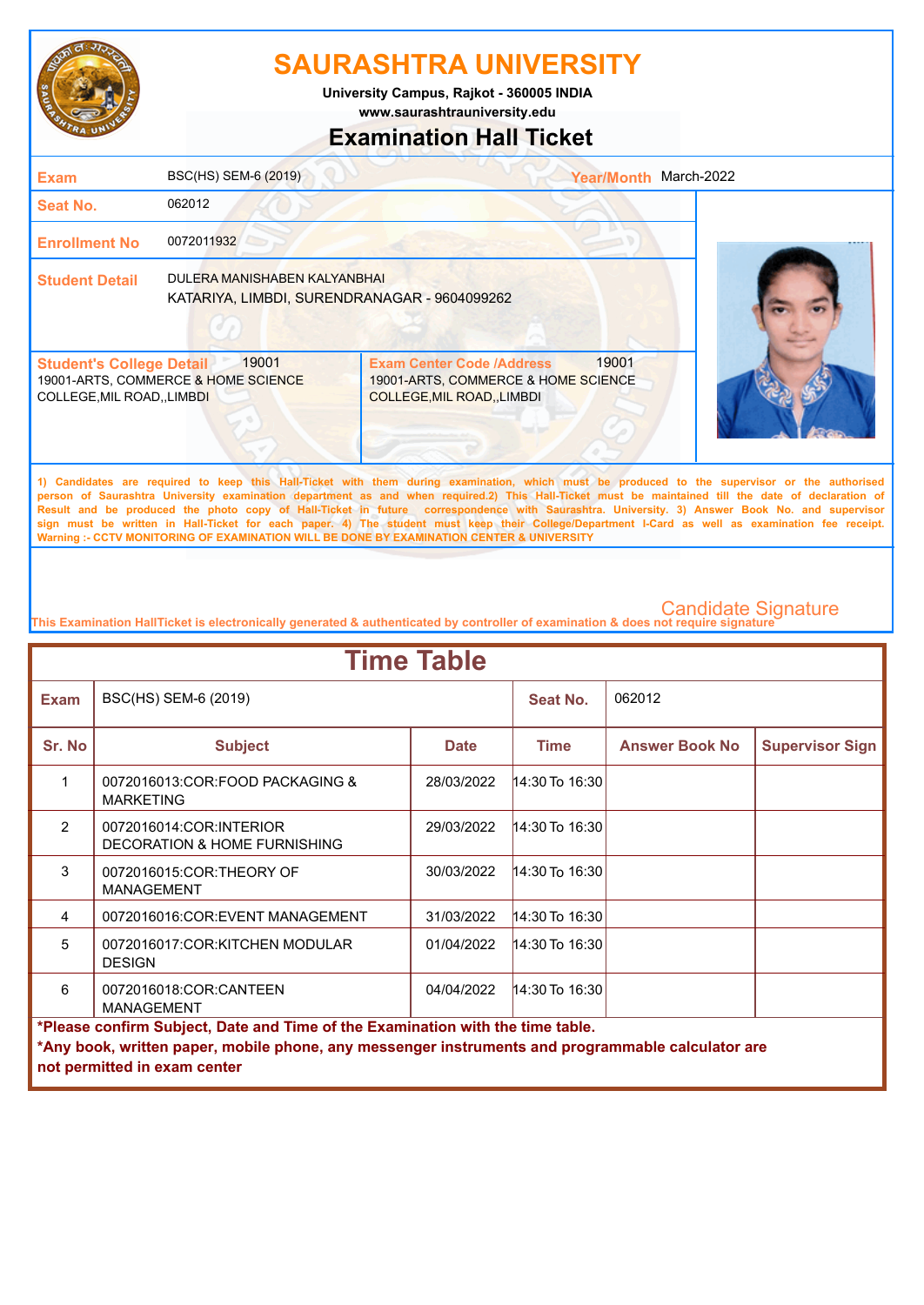# SAURASHTRA UNIVERSITY

University Campus, Rajkot - 360005 INDIA
www.saurashtrauniversity.edu

## Examination Hall Ticket

| | | | |
|---|---|---|---|
| **Exam** | BSC(HS) SEM-6 (2019) | **Year/Month** | March-2022 |
| **Seat No.** | 062012 | | |
| **Enrollment No** | 0072011932 | | |
| **Student Detail** | DULERA MANISHABEN KALYANBHAI<br>KATARIYA, LIMBDI, SURENDRANAGAR - 9604099262 | | |

| **Student's College Detail** 19001 | **Exam Center Code /Address** 19001 |
|---|---|
| 19001-ARTS, COMMERCE & HOME SCIENCE COLLEGE,MIL ROAD,,LIMBDI | 19001-ARTS, COMMERCE & HOME SCIENCE COLLEGE,MIL ROAD,,LIMBDI |

**1) Candidates are required to keep this Hall-Ticket with them during examination, which must be produced to the supervisor or the authorised person of Saurashtra University examination department as and when required.2) This Hall-Ticket must be maintained till the date of declaration of Result and be produced the photo copy of Hall-Ticket in future correspondence with Saurashtra. University. 3) Answer Book No. and supervisor sign must be written in Hall-Ticket for each paper. 4) The student must keep their College/Department I-Card as well as examination fee receipt. Warning :- CCTV MONITORING OF EXAMINATION WILL BE DONE BY EXAMINATION CENTER & UNIVERSITY**

Candidate Signature

This Examination HallTicket is electronically generated & authenticated by controller of examination & does not require signature

## Time Table

| **Exam** | BSC(HS) SEM-6 (2019) | | **Seat No.** | 062012 | |
|---|---|---|---|---|---|
| **Sr. No** | **Subject** | **Date** | **Time** | **Answer Book No** | **Supervisor Sign** |
| 1 | 0072016013:COR:FOOD PACKAGING & MARKETING | 28/03/2022 | 14:30 To 16:30 | | |
| 2 | 0072016014:COR:INTERIOR DECORATION & HOME FURNISHING | 29/03/2022 | 14:30 To 16:30 | | |
| 3 | 0072016015:COR:THEORY OF MANAGEMENT | 30/03/2022 | 14:30 To 16:30 | | |
| 4 | 0072016016:COR:EVENT MANAGEMENT | 31/03/2022 | 14:30 To 16:30 | | |
| 5 | 0072016017:COR:KITCHEN MODULAR DESIGN | 01/04/2022 | 14:30 To 16:30 | | |
| 6 | 0072016018:COR:CANTEEN MANAGEMENT | 04/04/2022 | 14:30 To 16:30 | | |

**\*Please confirm Subject, Date and Time of the Examination with the time table.**

**\*Any book, written paper, mobile phone, any messenger instruments and programmable calculator are not permitted in exam center**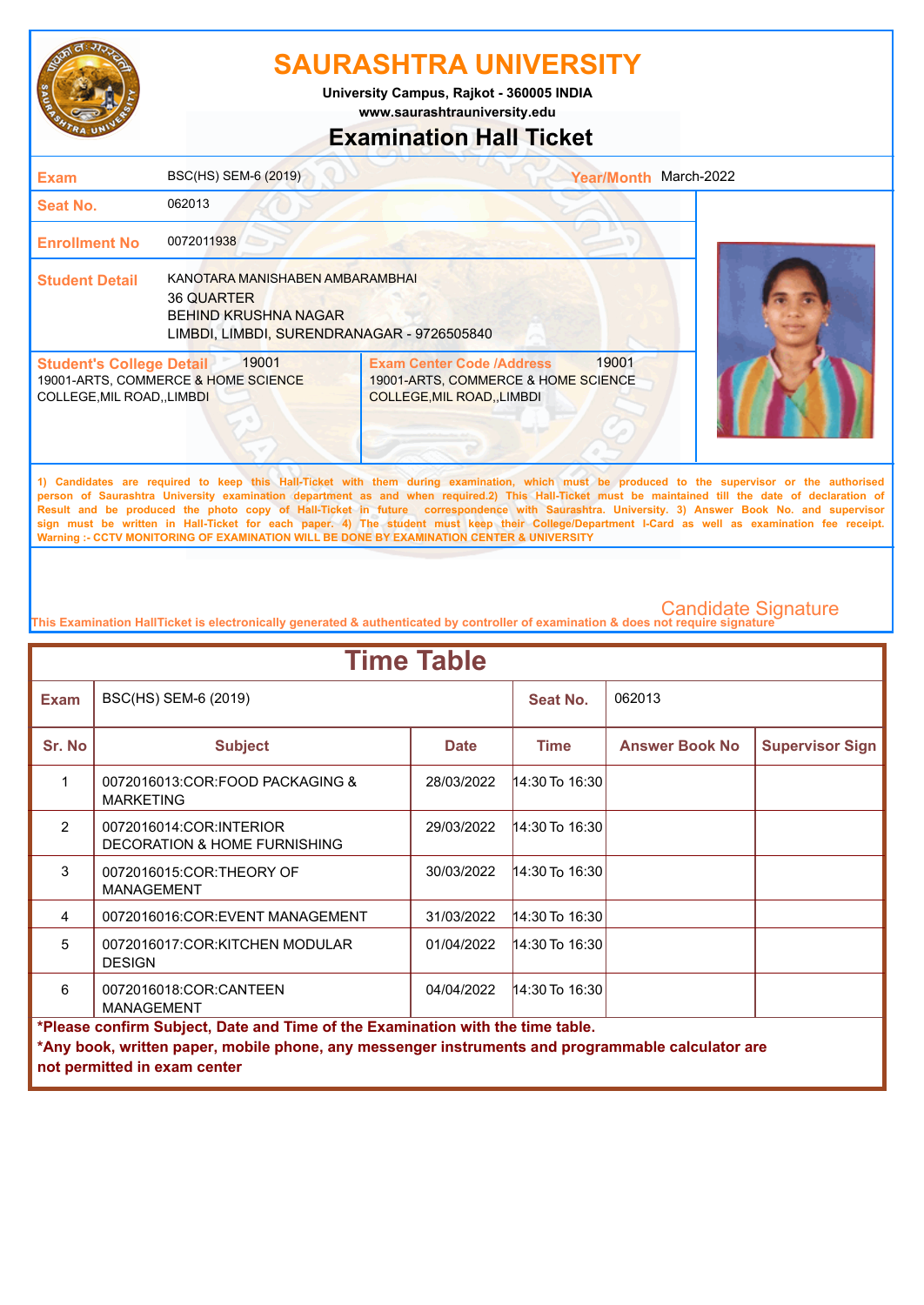# SAURASHTRA UNIVERSITY

University Campus, Rajkot - 360005 INDIA

www.saurashtrauniversity.edu

## Examination Hall Ticket

| | | | |
|---|---|---|---|
| **Exam** | BSC(HS) SEM-6 (2019) | **Year/Month** | March-2022 |
| **Seat No.** | 062013 | | |
| **Enrollment No** | 0072011938 | | |
| **Student Detail** | KANOTARA MANISHABEN AMBARAMBHAI<br>36 QUARTER<br>BEHIND KRUSHNA NAGAR<br>LIMBDI, LIMBDI, SURENDRANAGAR - 9726505840 | | |

| **Student's College Detail** 19001 | **Exam Center Code /Address** 19001 |
|---|---|
| 19001-ARTS, COMMERCE & HOME SCIENCE COLLEGE,MIL ROAD,,LIMBDI | 19001-ARTS, COMMERCE & HOME SCIENCE COLLEGE,MIL ROAD,,LIMBDI |

**1) Candidates are required to keep this Hall-Ticket with them during examination, which must be produced to the supervisor or the authorised person of Saurashtra University examination department as and when required.2) This Hall-Ticket must be maintained till the date of declaration of Result and be produced the photo copy of Hall-Ticket in future correspondence with Saurashtra. University. 3) Answer Book No. and supervisor sign must be written in Hall-Ticket for each paper. 4) The student must keep their College/Department I-Card as well as examination fee receipt. Warning :- CCTV MONITORING OF EXAMINATION WILL BE DONE BY EXAMINATION CENTER & UNIVERSITY**

Candidate Signature

This Examination HallTicket is electronically generated & authenticated by controller of examination & does not require signature

## Time Table

**Exam:** BSC(HS) SEM-6 (2019) **Seat No.:** 062013

| Sr. No | Subject | Date | Time | Answer Book No | Supervisor Sign |
|---|---|---|---|---|---|
| 1 | 0072016013:COR:FOOD PACKAGING & MARKETING | 28/03/2022 | 14:30 To 16:30 | | |
| 2 | 0072016014:COR:INTERIOR DECORATION & HOME FURNISHING | 29/03/2022 | 14:30 To 16:30 | | |
| 3 | 0072016015:COR:THEORY OF MANAGEMENT | 30/03/2022 | 14:30 To 16:30 | | |
| 4 | 0072016016:COR:EVENT MANAGEMENT | 31/03/2022 | 14:30 To 16:30 | | |
| 5 | 0072016017:COR:KITCHEN MODULAR DESIGN | 01/04/2022 | 14:30 To 16:30 | | |
| 6 | 0072016018:COR:CANTEEN MANAGEMENT | 04/04/2022 | 14:30 To 16:30 | | |

**\*Please confirm Subject, Date and Time of the Examination with the time table.**

**\*Any book, written paper, mobile phone, any messenger instruments and programmable calculator are not permitted in exam center**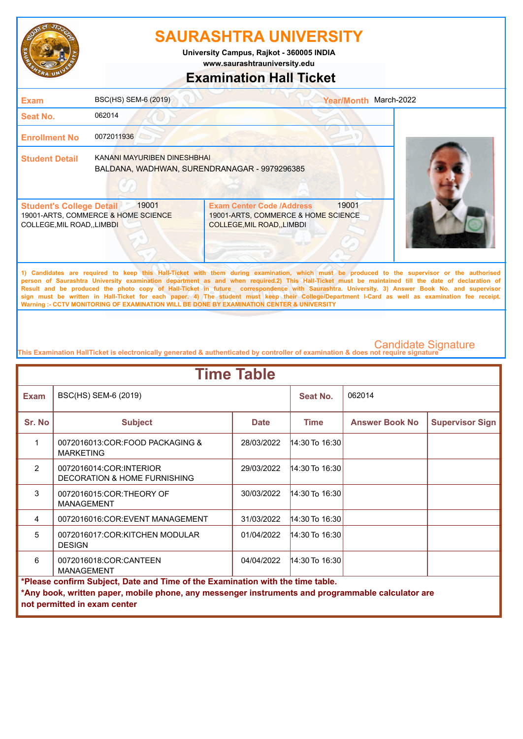# SAURASHTRA UNIVERSITY

**University Campus, Rajkot - 360005 INDIA**
**www.saurashtrauniversity.edu**

## Examination Hall Ticket

| | | | |
|---|---|---|---|
| **Exam** | BSC(HS) SEM-6 (2019) | **Year/Month** | March-2022 |
| **Seat No.** | 062014 | | |
| **Enrollment No** | 0072011936 | | |
| **Student Detail** | KANANI MAYURIBEN DINESHBHAI<br>BALDANA, WADHWAN, SURENDRANAGAR - 9979296385 | | |

| **Student's College Detail** 19001 | **Exam Center Code /Address** 19001 |
|---|---|
| 19001-ARTS, COMMERCE & HOME SCIENCE COLLEGE,MIL ROAD,,LIMBDI | 19001-ARTS, COMMERCE & HOME SCIENCE COLLEGE,MIL ROAD,,LIMBDI |

**1) Candidates are required to keep this Hall-Ticket with them during examination, which must be produced to the supervisor or the authorised person of Saurashtra University examination department as and when required.2) This Hall-Ticket must be maintained till the date of declaration of Result and be produced the photo copy of Hall-Ticket in future correspondence with Saurashtra. University. 3) Answer Book No. and supervisor sign must be written in Hall-Ticket for each paper. 4) The student must keep their College/Department I-Card as well as examination fee receipt.**
**Warning :- CCTV MONITORING OF EXAMINATION WILL BE DONE BY EXAMINATION CENTER & UNIVERSITY**

Candidate Signature

This Examination HallTicket is electronically generated & authenticated by controller of examination & does not require signature

## Time Table

| **Exam** | BSC(HS) SEM-6 (2019) | | **Seat No.** | 062014 | |
|---|---|---|---|---|---|
| **Sr. No** | **Subject** | **Date** | **Time** | **Answer Book No** | **Supervisor Sign** |
| 1 | 0072016013:COR:FOOD PACKAGING & MARKETING | 28/03/2022 | 14:30 To 16:30 | | |
| 2 | 0072016014:COR:INTERIOR DECORATION & HOME FURNISHING | 29/03/2022 | 14:30 To 16:30 | | |
| 3 | 0072016015:COR:THEORY OF MANAGEMENT | 30/03/2022 | 14:30 To 16:30 | | |
| 4 | 0072016016:COR:EVENT MANAGEMENT | 31/03/2022 | 14:30 To 16:30 | | |
| 5 | 0072016017:COR:KITCHEN MODULAR DESIGN | 01/04/2022 | 14:30 To 16:30 | | |
| 6 | 0072016018:COR:CANTEEN MANAGEMENT | 04/04/2022 | 14:30 To 16:30 | | |

**\*Please confirm Subject, Date and Time of the Examination with the time table.**
**\*Any book, written paper, mobile phone, any messenger instruments and programmable calculator are not permitted in exam center**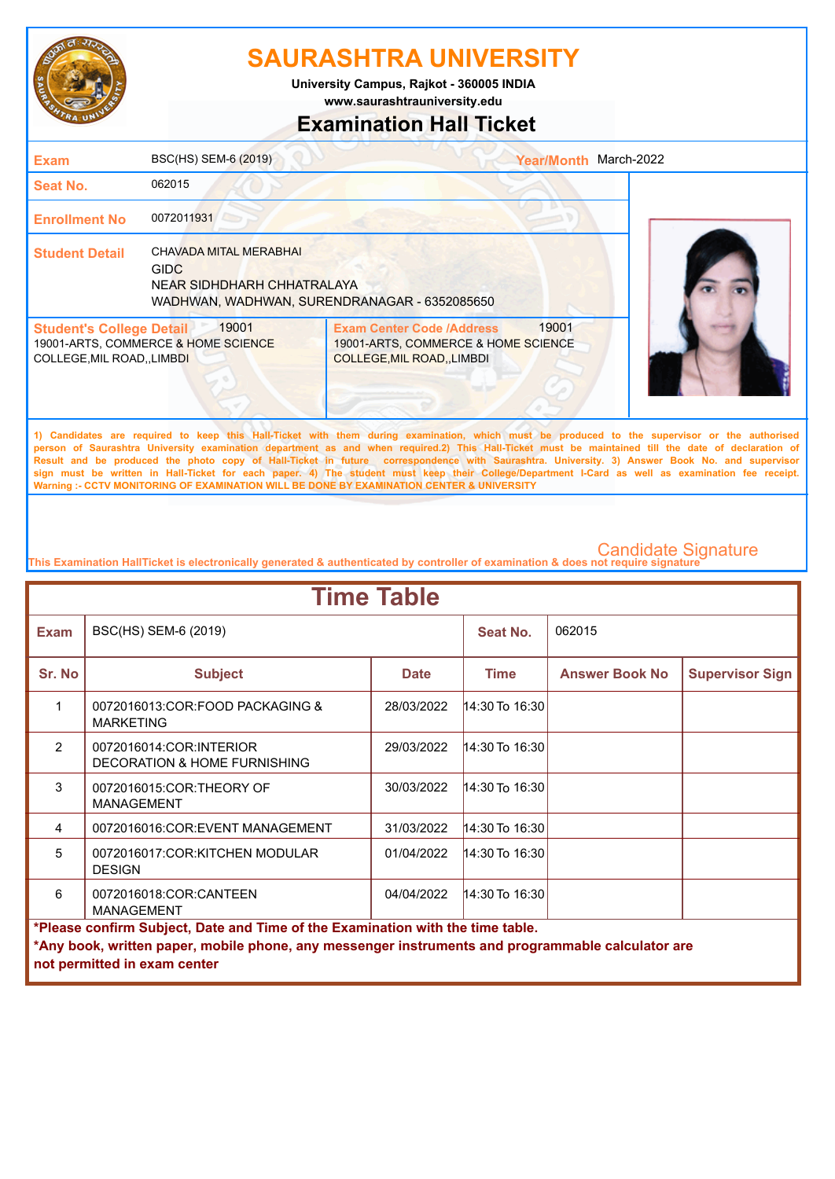# SAURASHTRA UNIVERSITY

**University Campus, Rajkot - 360005 INDIA**

**www.saurashtrauniversity.edu**

## Examination Hall Ticket

| | | | |
|---|---|---|---|
| **Exam** | BSC(HS) SEM-6 (2019) | **Year/Month** | March-2022 |
| **Seat No.** | 062015 | | |
| **Enrollment No** | 0072011931 | | |
| **Student Detail** | CHAVADA MITAL MERABHAI<br>GIDC<br>NEAR SIDHDHARH CHHATRALAYA<br>WADHWAN, WADHWAN, SURENDRANAGAR - 6352085650 | | |

| **Student's College Detail** 19001 | **Exam Center Code /Address** 19001 |
|---|---|
| 19001-ARTS, COMMERCE & HOME SCIENCE COLLEGE,MIL ROAD,,LIMBDI | 19001-ARTS, COMMERCE & HOME SCIENCE COLLEGE,MIL ROAD,,LIMBDI |

**1) Candidates are required to keep this Hall-Ticket with them during examination, which must be produced to the supervisor or the authorised person of Saurashtra University examination department as and when required.2) This Hall-Ticket must be maintained till the date of declaration of Result and be produced the photo copy of Hall-Ticket in future correspondence with Saurashtra. University. 3) Answer Book No. and supervisor sign must be written in Hall-Ticket for each paper. 4) The student must keep their College/Department I-Card as well as examination fee receipt. Warning :- CCTV MONITORING OF EXAMINATION WILL BE DONE BY EXAMINATION CENTER & UNIVERSITY**

Candidate Signature

This Examination HallTicket is electronically generated & authenticated by controller of examination & does not require signature

## Time Table

| **Exam** | BSC(HS) SEM-6 (2019) | | **Seat No.** | 062015 | |
|---|---|---|---|---|---|
| **Sr. No** | **Subject** | **Date** | **Time** | **Answer Book No** | **Supervisor Sign** |
| 1 | 0072016013:COR:FOOD PACKAGING & MARKETING | 28/03/2022 | 14:30 To 16:30 | | |
| 2 | 0072016014:COR:INTERIOR DECORATION & HOME FURNISHING | 29/03/2022 | 14:30 To 16:30 | | |
| 3 | 0072016015:COR:THEORY OF MANAGEMENT | 30/03/2022 | 14:30 To 16:30 | | |
| 4 | 0072016016:COR:EVENT MANAGEMENT | 31/03/2022 | 14:30 To 16:30 | | |
| 5 | 0072016017:COR:KITCHEN MODULAR DESIGN | 01/04/2022 | 14:30 To 16:30 | | |
| 6 | 0072016018:COR:CANTEEN MANAGEMENT | 04/04/2022 | 14:30 To 16:30 | | |

**\*Please confirm Subject, Date and Time of the Examination with the time table.**

**\*Any book, written paper, mobile phone, any messenger instruments and programmable calculator are not permitted in exam center**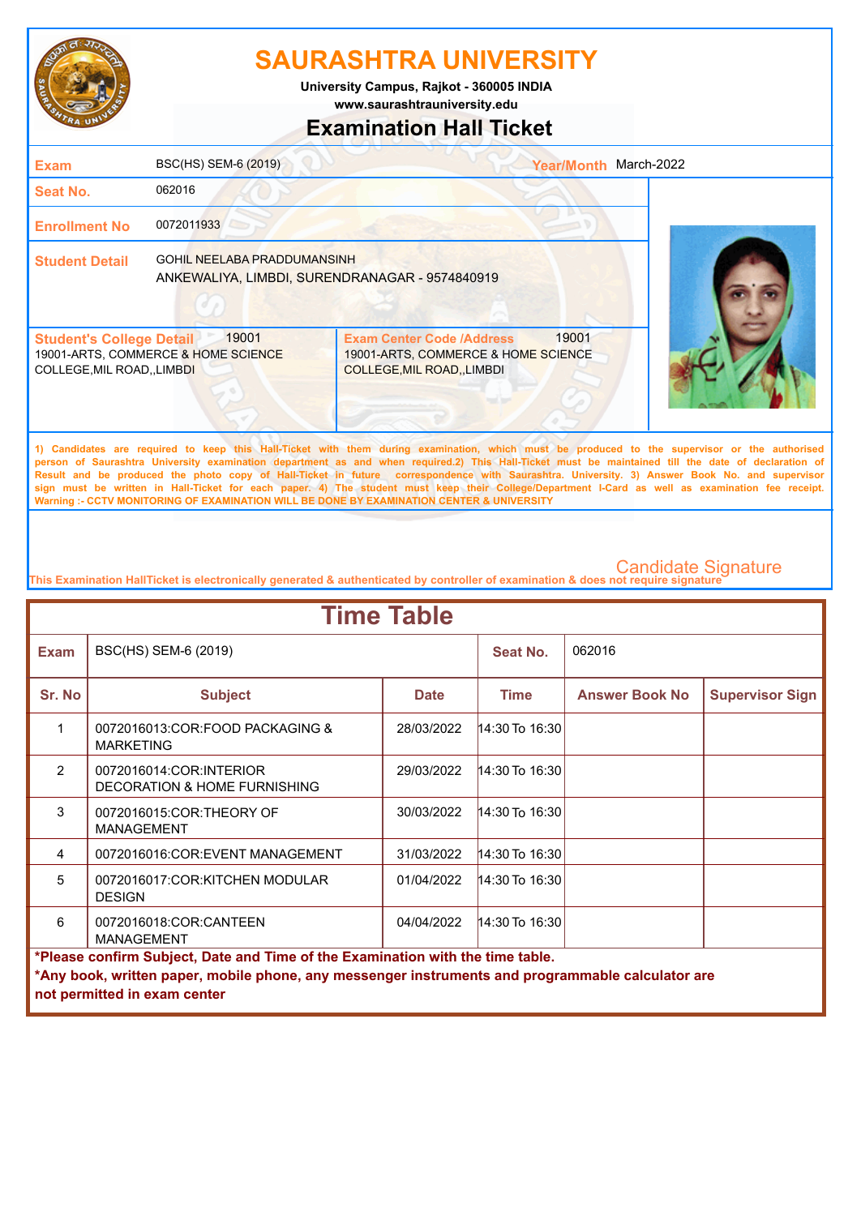# SAURASHTRA UNIVERSITY

University Campus, Rajkot - 360005 INDIA
www.saurashtrauniversity.edu

## Examination Hall Ticket

| | | | |
|---|---|---|---|
| **Exam** | BSC(HS) SEM-6 (2019) | **Year/Month** | March-2022 |
| **Seat No.** | 062016 | | |
| **Enrollment No** | 0072011933 | | |
| **Student Detail** | GOHIL NEELABA PRADDUMANSINH<br>ANKEWALIYA, LIMBDI, SURENDRANAGAR - 9574840919 | | |

| **Student's College Detail** 19001 | **Exam Center Code /Address** 19001 |
|---|---|
| 19001-ARTS, COMMERCE & HOME SCIENCE COLLEGE,MIL ROAD,,LIMBDI | 19001-ARTS, COMMERCE & HOME SCIENCE COLLEGE,MIL ROAD,,LIMBDI |

1) Candidates are required to keep this Hall-Ticket with them during examination, which must be produced to the supervisor or the authorised person of Saurashtra University examination department as and when required.2) This Hall-Ticket must be maintained till the date of declaration of Result and be produced the photo copy of Hall-Ticket in future correspondence with Saurashtra. University. 3) Answer Book No. and supervisor sign must be written in Hall-Ticket for each paper. 4) The student must keep their College/Department I-Card as well as examination fee receipt.
Warning :- CCTV MONITORING OF EXAMINATION WILL BE DONE BY EXAMINATION CENTER & UNIVERSITY

Candidate Signature

This Examination HallTicket is electronically generated & authenticated by controller of examination & does not require signature

## Time Table

| **Exam** | BSC(HS) SEM-6 (2019) | | **Seat No.** | 062016 | |
|---|---|---|---|---|---|
| **Sr. No** | **Subject** | **Date** | **Time** | **Answer Book No** | **Supervisor Sign** |
| 1 | 0072016013:COR:FOOD PACKAGING & MARKETING | 28/03/2022 | 14:30 To 16:30 | | |
| 2 | 0072016014:COR:INTERIOR DECORATION & HOME FURNISHING | 29/03/2022 | 14:30 To 16:30 | | |
| 3 | 0072016015:COR:THEORY OF MANAGEMENT | 30/03/2022 | 14:30 To 16:30 | | |
| 4 | 0072016016:COR:EVENT MANAGEMENT | 31/03/2022 | 14:30 To 16:30 | | |
| 5 | 0072016017:COR:KITCHEN MODULAR DESIGN | 01/04/2022 | 14:30 To 16:30 | | |
| 6 | 0072016018:COR:CANTEEN MANAGEMENT | 04/04/2022 | 14:30 To 16:30 | | |

**\*Please confirm Subject, Date and Time of the Examination with the time table.**
**\*Any book, written paper, mobile phone, any messenger instruments and programmable calculator are not permitted in exam center**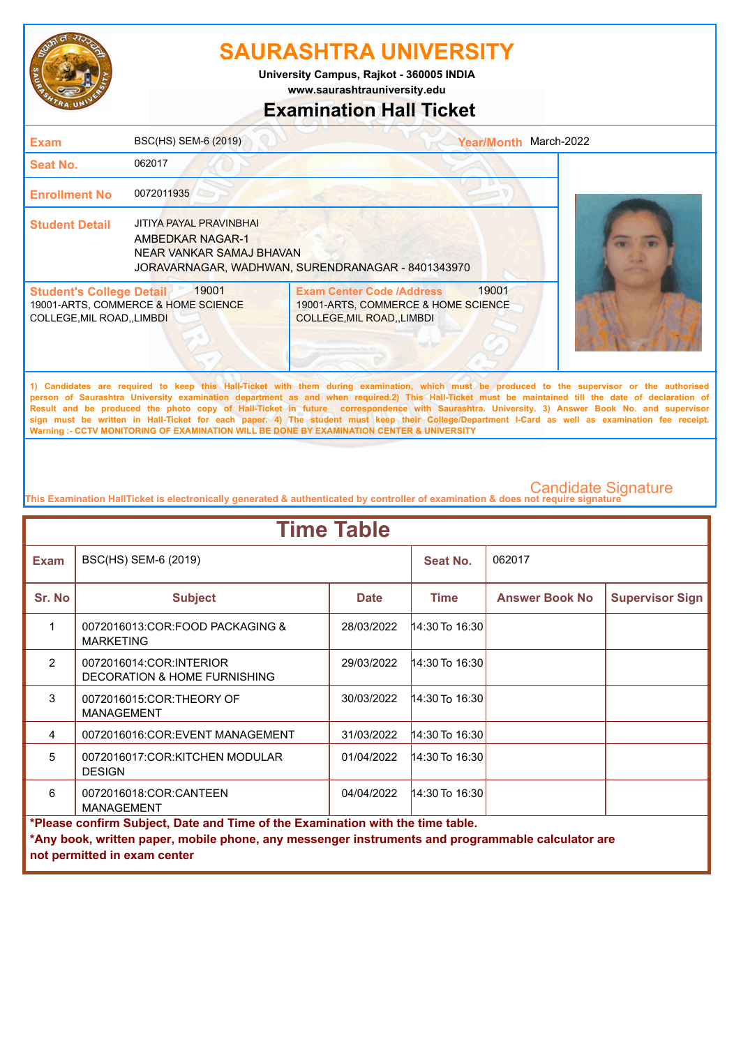# SAURASHTRA UNIVERSITY

University Campus, Rajkot - 360005 INDIA

www.saurashtrauniversity.edu

## Examination Hall Ticket

| | | | |
|---|---|---|---|
| **Exam** | BSC(HS) SEM-6 (2019) | **Year/Month** | March-2022 |
| **Seat No.** | 062017 | | |
| **Enrollment No** | 0072011935 | | |
| **Student Detail** | JITIYA PAYAL PRAVINBHAI<br>AMBEDKAR NAGAR-1<br>NEAR VANKAR SAMAJ BHAVAN<br>JORAVARNAGAR, WADHWAN, SURENDRANAGAR - 8401343970 | | |

| **Student's College Detail** 19001 | **Exam Center Code /Address** 19001 |
|---|---|
| 19001-ARTS, COMMERCE & HOME SCIENCE COLLEGE,MIL ROAD,,LIMBDI | 19001-ARTS, COMMERCE & HOME SCIENCE COLLEGE,MIL ROAD,,LIMBDI |

**1) Candidates are required to keep this Hall-Ticket with them during examination, which must be produced to the supervisor or the authorised person of Saurashtra University examination department as and when required.2) This Hall-Ticket must be maintained till the date of declaration of Result and be produced the photo copy of Hall-Ticket in future correspondence with Saurashtra. University. 3) Answer Book No. and supervisor sign must be written in Hall-Ticket for each paper. 4) The student must keep their College/Department I-Card as well as examination fee receipt. Warning :- CCTV MONITORING OF EXAMINATION WILL BE DONE BY EXAMINATION CENTER & UNIVERSITY**

Candidate Signature

This Examination HallTicket is electronically generated & authenticated by controller of examination & does not require signature

## Time Table

| **Exam** | BSC(HS) SEM-6 (2019) | | **Seat No.** | 062017 | |
|---|---|---|---|---|---|
| **Sr. No** | **Subject** | **Date** | **Time** | **Answer Book No** | **Supervisor Sign** |
| 1 | 0072016013:COR:FOOD PACKAGING & MARKETING | 28/03/2022 | 14:30 To 16:30 | | |
| 2 | 0072016014:COR:INTERIOR DECORATION & HOME FURNISHING | 29/03/2022 | 14:30 To 16:30 | | |
| 3 | 0072016015:COR:THEORY OF MANAGEMENT | 30/03/2022 | 14:30 To 16:30 | | |
| 4 | 0072016016:COR:EVENT MANAGEMENT | 31/03/2022 | 14:30 To 16:30 | | |
| 5 | 0072016017:COR:KITCHEN MODULAR DESIGN | 01/04/2022 | 14:30 To 16:30 | | |
| 6 | 0072016018:COR:CANTEEN MANAGEMENT | 04/04/2022 | 14:30 To 16:30 | | |

**\*Please confirm Subject, Date and Time of the Examination with the time table.**

**\*Any book, written paper, mobile phone, any messenger instruments and programmable calculator are not permitted in exam center**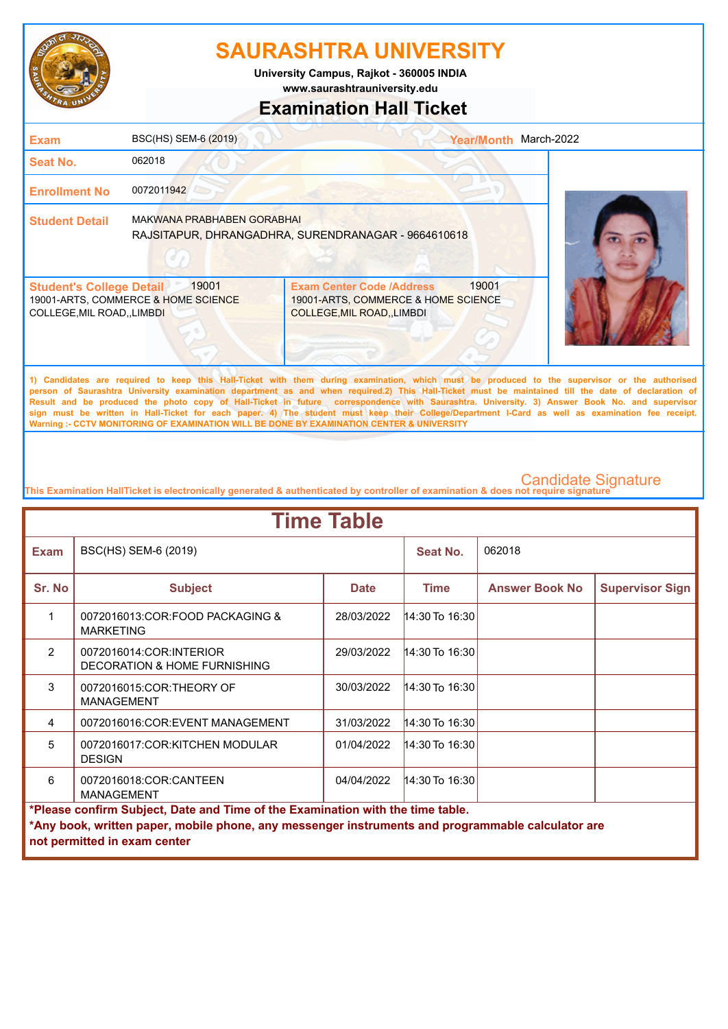# SAURASHTRA UNIVERSITY

University Campus, Rajkot - 360005 INDIA

www.saurashtrauniversity.edu

## Examination Hall Ticket

| | | | |
|---|---|---|---|
| **Exam** | BSC(HS) SEM-6 (2019) | **Year/Month** | March-2022 |
| **Seat No.** | 062018 | | |
| **Enrollment No** | 0072011942 | | |
| **Student Detail** | MAKWANA PRABHABEN GORABHAI<br>RAJSITAPUR, DHRANGADHRA, SURENDRANAGAR - 9664610618 | | |

| **Student's College Detail** 19001 | **Exam Center Code /Address** 19001 |
|---|---|
| 19001-ARTS, COMMERCE & HOME SCIENCE COLLEGE,MIL ROAD,,LIMBDI | 19001-ARTS, COMMERCE & HOME SCIENCE COLLEGE,MIL ROAD,,LIMBDI |

1) Candidates are required to keep this Hall-Ticket with them during examination, which must be produced to the supervisor or the authorised person of Saurashtra University examination department as and when required.2) This Hall-Ticket must be maintained till the date of declaration of Result and be produced the photo copy of Hall-Ticket in future correspondence with Saurashtra. University. 3) Answer Book No. and supervisor sign must be written in Hall-Ticket for each paper. 4) The student must keep their College/Department I-Card as well as examination fee receipt.
Warning :- CCTV MONITORING OF EXAMINATION WILL BE DONE BY EXAMINATION CENTER & UNIVERSITY

Candidate Signature

This Examination HallTicket is electronically generated & authenticated by controller of examination & does not require signature

## Time Table

**Exam:** BSC(HS) SEM-6 (2019) **Seat No.:** 062018

| Sr. No | Subject | Date | Time | Answer Book No | Supervisor Sign |
|---|---|---|---|---|---|
| 1 | 0072016013:COR:FOOD PACKAGING & MARKETING | 28/03/2022 | 14:30 To 16:30 | | |
| 2 | 0072016014:COR:INTERIOR DECORATION & HOME FURNISHING | 29/03/2022 | 14:30 To 16:30 | | |
| 3 | 0072016015:COR:THEORY OF MANAGEMENT | 30/03/2022 | 14:30 To 16:30 | | |
| 4 | 0072016016:COR:EVENT MANAGEMENT | 31/03/2022 | 14:30 To 16:30 | | |
| 5 | 0072016017:COR:KITCHEN MODULAR DESIGN | 01/04/2022 | 14:30 To 16:30 | | |
| 6 | 0072016018:COR:CANTEEN MANAGEMENT | 04/04/2022 | 14:30 To 16:30 | | |

**\*Please confirm Subject, Date and Time of the Examination with the time table.**

**\*Any book, written paper, mobile phone, any messenger instruments and programmable calculator are not permitted in exam center**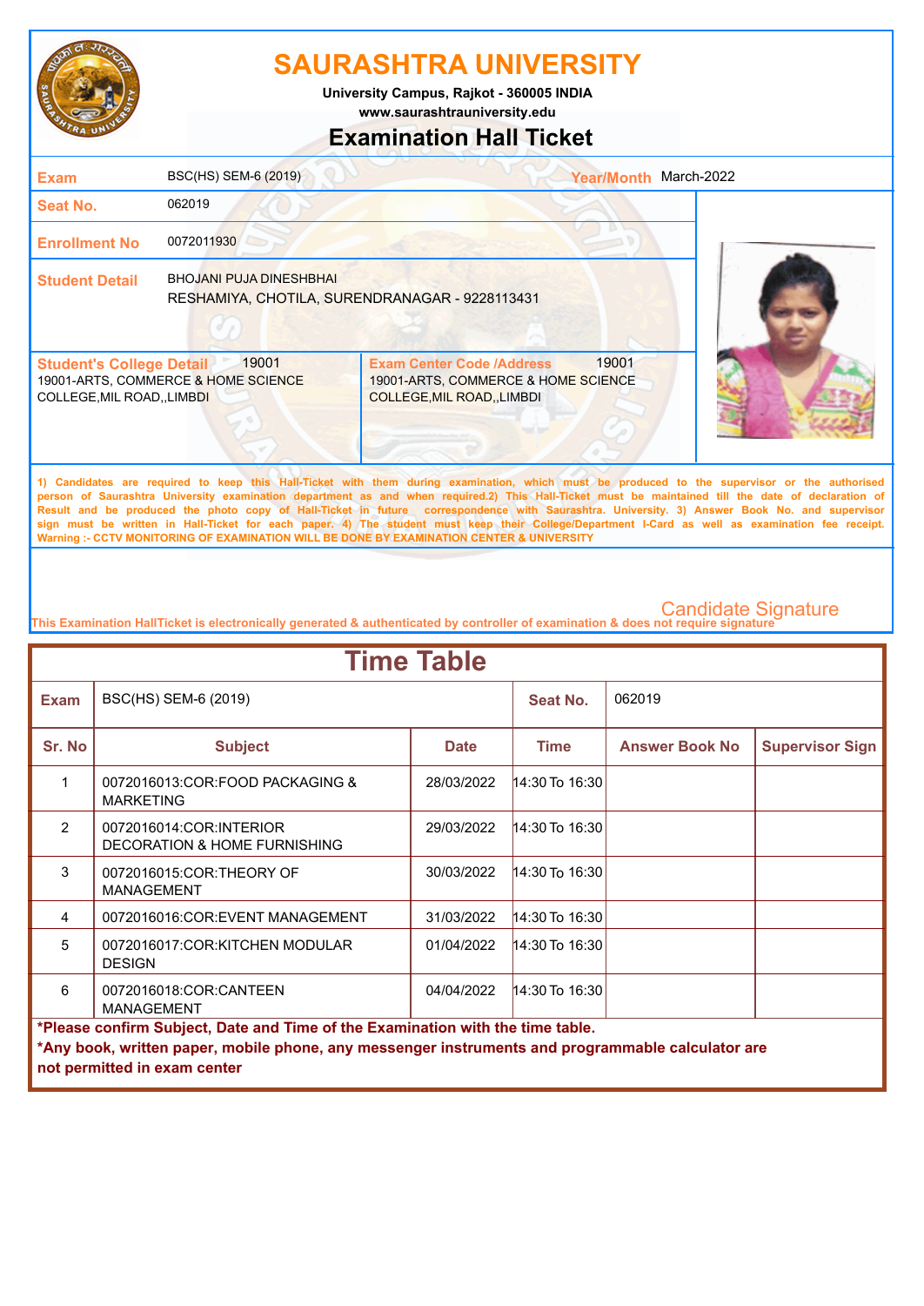# SAURASHTRA UNIVERSITY

**University Campus, Rajkot - 360005 INDIA**
**www.saurashtrauniversity.edu**

## Examination Hall Ticket

| | | | |
|---|---|---|---|
| **Exam** | BSC(HS) SEM-6 (2019) | **Year/Month** | March-2022 |
| **Seat No.** | 062019 | | |
| **Enrollment No** | 0072011930 | | |
| **Student Detail** | BHOJANI PUJA DINESHBHAI<br>RESHAMIYA, CHOTILA, SURENDRANAGAR - 9228113431 | | |

| **Student's College Detail** 19001 | **Exam Center Code /Address** 19001 |
|---|---|
| 19001-ARTS, COMMERCE & HOME SCIENCE COLLEGE,MIL ROAD,,LIMBDI | 19001-ARTS, COMMERCE & HOME SCIENCE COLLEGE,MIL ROAD,,LIMBDI |

**1) Candidates are required to keep this Hall-Ticket with them during examination, which must be produced to the supervisor or the authorised person of Saurashtra University examination department as and when required.2) This Hall-Ticket must be maintained till the date of declaration of Result and be produced the photo copy of Hall-Ticket in future correspondence with Saurashtra. University. 3) Answer Book No. and supervisor sign must be written in Hall-Ticket for each paper. 4) The student must keep their College/Department I-Card as well as examination fee receipt.**
**Warning :- CCTV MONITORING OF EXAMINATION WILL BE DONE BY EXAMINATION CENTER & UNIVERSITY**

Candidate Signature

This Examination HallTicket is electronically generated & authenticated by controller of examination & does not require signature

## Time Table

| **Exam** | BSC(HS) SEM-6 (2019) | | **Seat No.** | 062019 | |
|---|---|---|---|---|---|
| **Sr. No** | **Subject** | **Date** | **Time** | **Answer Book No** | **Supervisor Sign** |
| 1 | 0072016013:COR:FOOD PACKAGING & MARKETING | 28/03/2022 | 14:30 To 16:30 | | |
| 2 | 0072016014:COR:INTERIOR DECORATION & HOME FURNISHING | 29/03/2022 | 14:30 To 16:30 | | |
| 3 | 0072016015:COR:THEORY OF MANAGEMENT | 30/03/2022 | 14:30 To 16:30 | | |
| 4 | 0072016016:COR:EVENT MANAGEMENT | 31/03/2022 | 14:30 To 16:30 | | |
| 5 | 0072016017:COR:KITCHEN MODULAR DESIGN | 01/04/2022 | 14:30 To 16:30 | | |
| 6 | 0072016018:COR:CANTEEN MANAGEMENT | 04/04/2022 | 14:30 To 16:30 | | |

**\*Please confirm Subject, Date and Time of the Examination with the time table.**
**\*Any book, written paper, mobile phone, any messenger instruments and programmable calculator are not permitted in exam center**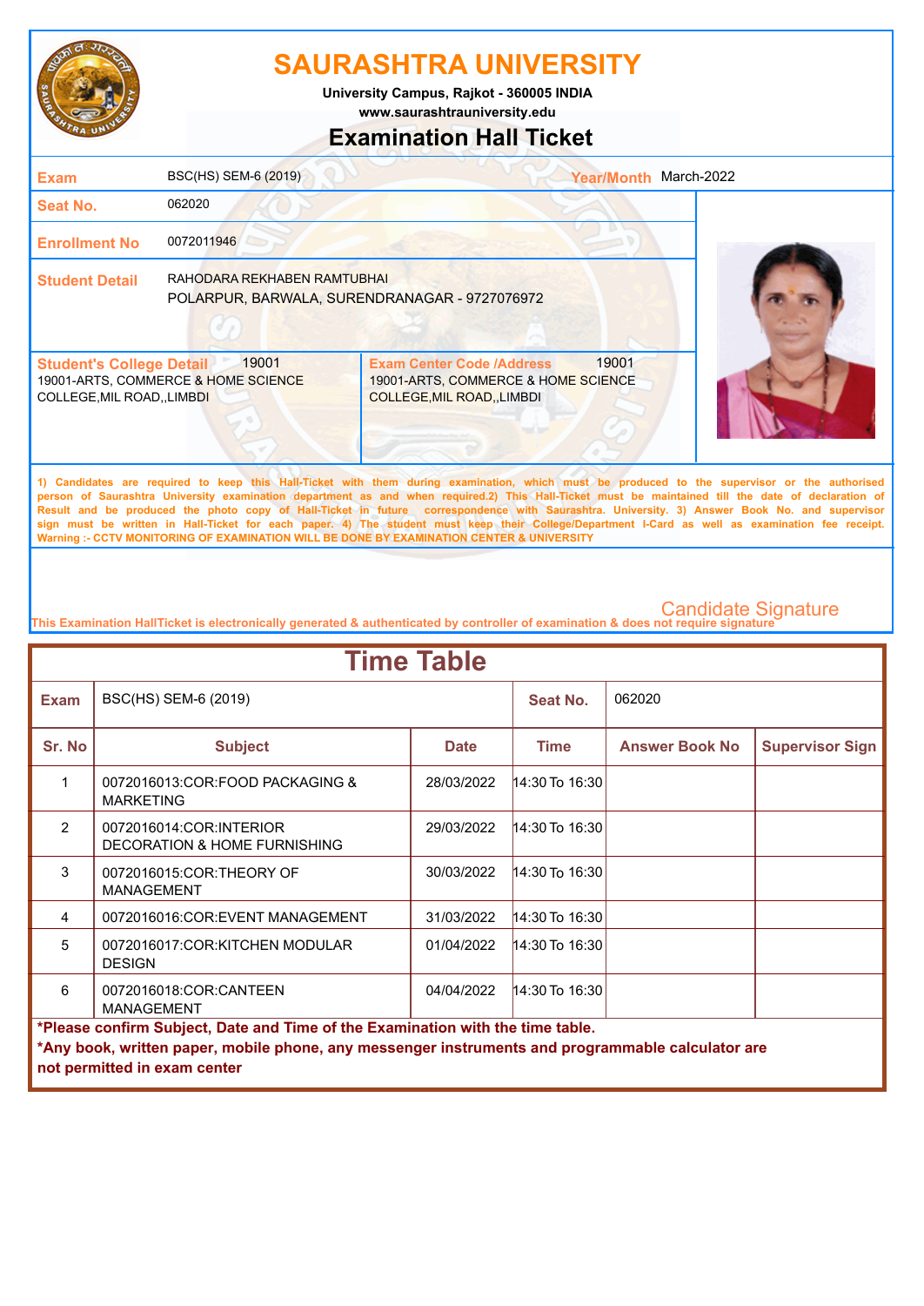# SAURASHTRA UNIVERSITY

University Campus, Rajkot - 360005 INDIA
www.saurashtrauniversity.edu

## Examination Hall Ticket

| | | | |
|---|---|---|---|
| **Exam** | BSC(HS) SEM-6 (2019) | **Year/Month** | March-2022 |
| **Seat No.** | 062020 | | |
| **Enrollment No** | 0072011946 | | |
| **Student Detail** | RAHODARA REKHABEN RAMTUBHAI<br>POLARPUR, BARWALA, SURENDRANAGAR - 9727076972 | | |

| **Student's College Detail** 19001 | **Exam Center Code /Address** 19001 |
|---|---|
| 19001-ARTS, COMMERCE & HOME SCIENCE COLLEGE,MIL ROAD,,LIMBDI | 19001-ARTS, COMMERCE & HOME SCIENCE COLLEGE,MIL ROAD,,LIMBDI |

1) Candidates are required to keep this Hall-Ticket with them during examination, which must be produced to the supervisor or the authorised person of Saurashtra University examination department as and when required.2) This Hall-Ticket must be maintained till the date of declaration of Result and be produced the photo copy of Hall-Ticket in future correspondence with Saurashtra. University. 3) Answer Book No. and supervisor sign must be written in Hall-Ticket for each paper. 4) The student must keep their College/Department I-Card as well as examination fee receipt.
Warning :- CCTV MONITORING OF EXAMINATION WILL BE DONE BY EXAMINATION CENTER & UNIVERSITY

Candidate Signature

This Examination HallTicket is electronically generated & authenticated by controller of examination & does not require signature

## Time Table

| **Exam** | BSC(HS) SEM-6 (2019) | | **Seat No.** | 062020 | |
|---|---|---|---|---|---|
| **Sr. No** | **Subject** | **Date** | **Time** | **Answer Book No** | **Supervisor Sign** |
| 1 | 0072016013:COR:FOOD PACKAGING & MARKETING | 28/03/2022 | 14:30 To 16:30 | | |
| 2 | 0072016014:COR:INTERIOR DECORATION & HOME FURNISHING | 29/03/2022 | 14:30 To 16:30 | | |
| 3 | 0072016015:COR:THEORY OF MANAGEMENT | 30/03/2022 | 14:30 To 16:30 | | |
| 4 | 0072016016:COR:EVENT MANAGEMENT | 31/03/2022 | 14:30 To 16:30 | | |
| 5 | 0072016017:COR:KITCHEN MODULAR DESIGN | 01/04/2022 | 14:30 To 16:30 | | |
| 6 | 0072016018:COR:CANTEEN MANAGEMENT | 04/04/2022 | 14:30 To 16:30 | | |

**\*Please confirm Subject, Date and Time of the Examination with the time table.**
**\*Any book, written paper, mobile phone, any messenger instruments and programmable calculator are not permitted in exam center**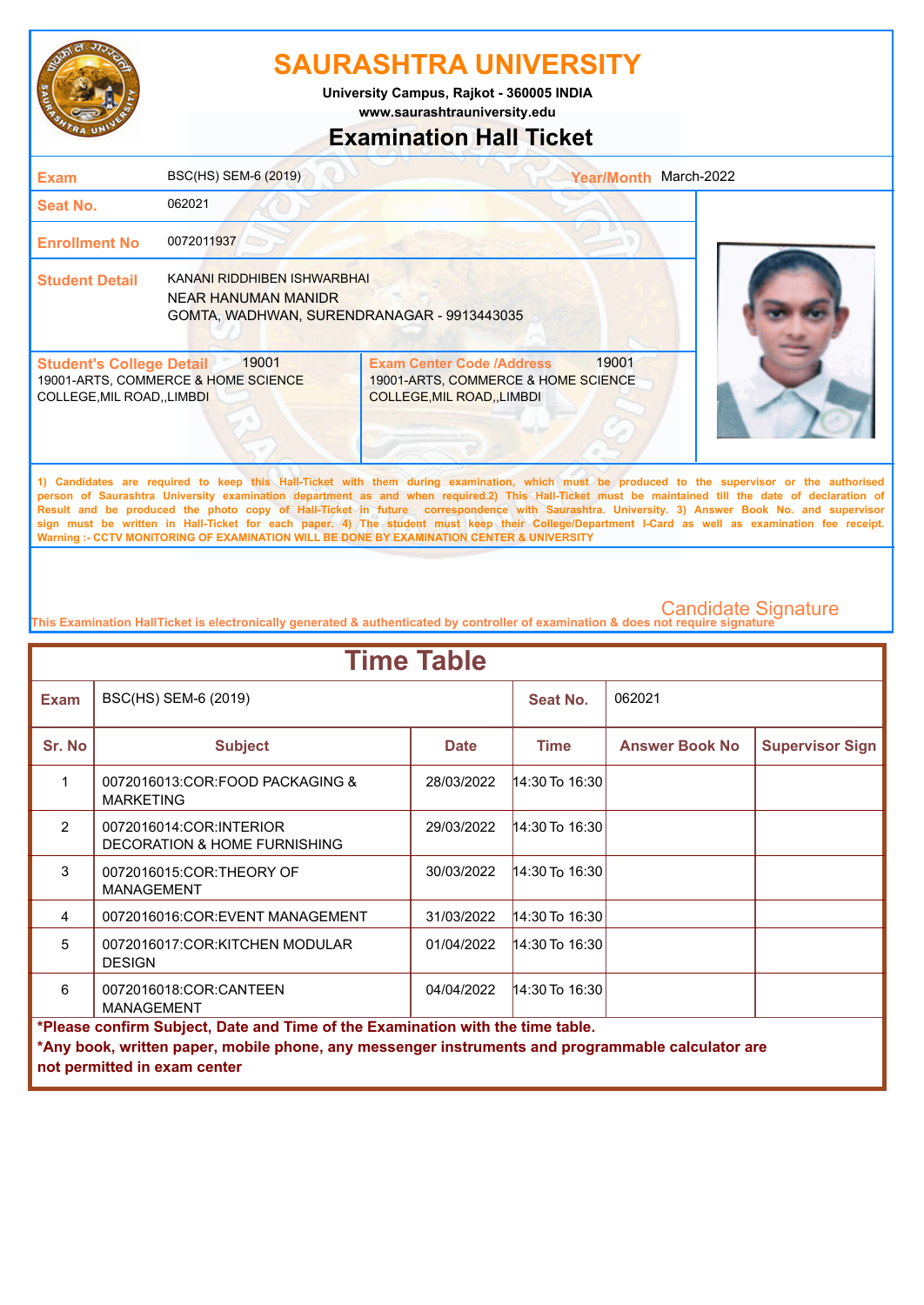# SAURASHTRA UNIVERSITY

University Campus, Rajkot - 360005 INDIA
www.saurashtrauniversity.edu

## Examination Hall Ticket

| | | | |
|---|---|---|---|
| **Exam** | BSC(HS) SEM-6 (2019) | **Year/Month** | March-2022 |
| **Seat No.** | 062021 | | |
| **Enrollment No** | 0072011937 | | |
| **Student Detail** | KANANI RIDDHIBEN ISHWARBHAI<br>NEAR HANUMAN MANIDR<br>GOMTA, WADHWAN, SURENDRANAGAR - 9913443035 | | |

| **Student's College Detail** 19001 | **Exam Center Code /Address** 19001 |
|---|---|
| 19001-ARTS, COMMERCE & HOME SCIENCE COLLEGE,MIL ROAD,,LIMBDI | 19001-ARTS, COMMERCE & HOME SCIENCE COLLEGE,MIL ROAD,,LIMBDI |

**1) Candidates are required to keep this Hall-Ticket with them during examination, which must be produced to the supervisor or the authorised person of Saurashtra University examination department as and when required.2) This Hall-Ticket must be maintained till the date of declaration of Result and be produced the photo copy of Hall-Ticket in future correspondence with Saurashtra. University. 3) Answer Book No. and supervisor sign must be written in Hall-Ticket for each paper. 4) The student must keep their College/Department I-Card as well as examination fee receipt. Warning :- CCTV MONITORING OF EXAMINATION WILL BE DONE BY EXAMINATION CENTER & UNIVERSITY**

Candidate Signature

This Examination HallTicket is electronically generated & authenticated by controller of examination & does not require signature

## Time Table

| **Exam** | BSC(HS) SEM-6 (2019) | | **Seat No.** | 062021 | |
|---|---|---|---|---|---|
| **Sr. No** | **Subject** | **Date** | **Time** | **Answer Book No** | **Supervisor Sign** |
| 1 | 0072016013:COR:FOOD PACKAGING & MARKETING | 28/03/2022 | 14:30 To 16:30 | | |
| 2 | 0072016014:COR:INTERIOR DECORATION & HOME FURNISHING | 29/03/2022 | 14:30 To 16:30 | | |
| 3 | 0072016015:COR:THEORY OF MANAGEMENT | 30/03/2022 | 14:30 To 16:30 | | |
| 4 | 0072016016:COR:EVENT MANAGEMENT | 31/03/2022 | 14:30 To 16:30 | | |
| 5 | 0072016017:COR:KITCHEN MODULAR DESIGN | 01/04/2022 | 14:30 To 16:30 | | |
| 6 | 0072016018:COR:CANTEEN MANAGEMENT | 04/04/2022 | 14:30 To 16:30 | | |

**\*Please confirm Subject, Date and Time of the Examination with the time table.**

**\*Any book, written paper, mobile phone, any messenger instruments and programmable calculator are not permitted in exam center**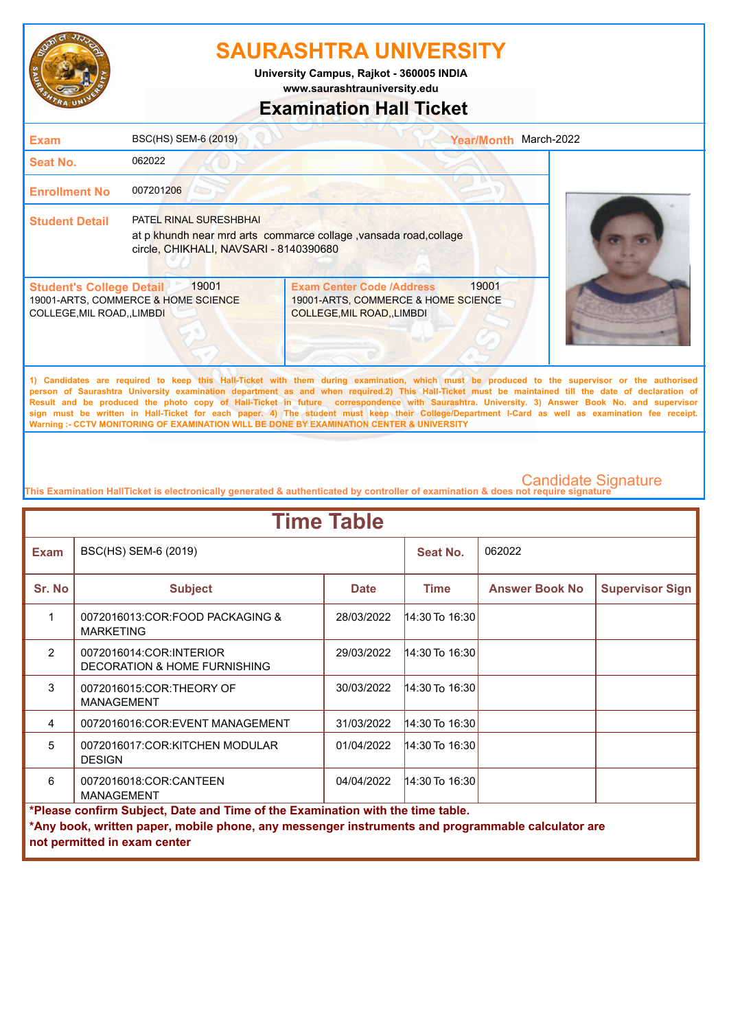# SAURASHTRA UNIVERSITY

University Campus, Rajkot - 360005 INDIA

www.saurashtrauniversity.edu

## Examination Hall Ticket

| | | | |
|---|---|---|---|
| **Exam** | BSC(HS) SEM-6 (2019) | **Year/Month** | March-2022 |
| **Seat No.** | 062022 | | |
| **Enrollment No** | 007201206 | | |
| **Student Detail** | PATEL RINAL SURESHBHAI<br>at p khundh near mrd arts commarce collage ,vansada road,collage circle, CHIKHALI, NAVSARI - 8140390680 | | |

| **Student's College Detail** 19001 | **Exam Center Code /Address** 19001 |
|---|---|
| 19001-ARTS, COMMERCE & HOME SCIENCE COLLEGE,MIL ROAD,,LIMBDI | 19001-ARTS, COMMERCE & HOME SCIENCE COLLEGE,MIL ROAD,,LIMBDI |

**1) Candidates are required to keep this Hall-Ticket with them during examination, which must be produced to the supervisor or the authorised person of Saurashtra University examination department as and when required.2) This Hall-Ticket must be maintained till the date of declaration of Result and be produced the photo copy of Hall-Ticket in future correspondence with Saurashtra. University. 3) Answer Book No. and supervisor sign must be written in Hall-Ticket for each paper. 4) The student must keep their College/Department I-Card as well as examination fee receipt. Warning :- CCTV MONITORING OF EXAMINATION WILL BE DONE BY EXAMINATION CENTER & UNIVERSITY**

Candidate Signature

This Examination HallTicket is electronically generated & authenticated by controller of examination & does not require signature

## Time Table

| **Exam** | BSC(HS) SEM-6 (2019) | | **Seat No.** | 062022 | |
|---|---|---|---|---|---|
| **Sr. No** | **Subject** | **Date** | **Time** | **Answer Book No** | **Supervisor Sign** |
| 1 | 0072016013:COR:FOOD PACKAGING & MARKETING | 28/03/2022 | 14:30 To 16:30 | | |
| 2 | 0072016014:COR:INTERIOR DECORATION & HOME FURNISHING | 29/03/2022 | 14:30 To 16:30 | | |
| 3 | 0072016015:COR:THEORY OF MANAGEMENT | 30/03/2022 | 14:30 To 16:30 | | |
| 4 | 0072016016:COR:EVENT MANAGEMENT | 31/03/2022 | 14:30 To 16:30 | | |
| 5 | 0072016017:COR:KITCHEN MODULAR DESIGN | 01/04/2022 | 14:30 To 16:30 | | |
| 6 | 0072016018:COR:CANTEEN MANAGEMENT | 04/04/2022 | 14:30 To 16:30 | | |

**\*Please confirm Subject, Date and Time of the Examination with the time table.**

**\*Any book, written paper, mobile phone, any messenger instruments and programmable calculator are not permitted in exam center**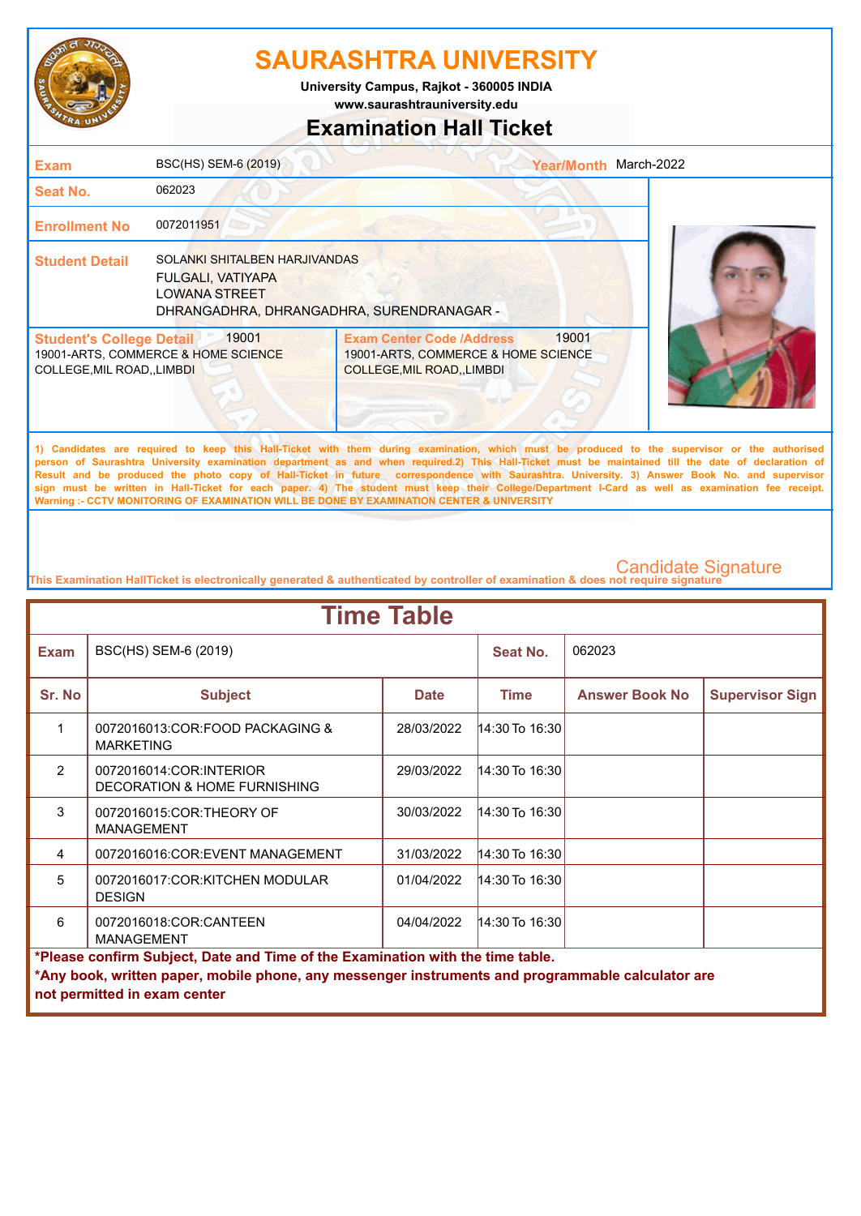# SAURASHTRA UNIVERSITY

**University Campus, Rajkot - 360005 INDIA**

**www.saurashtrauniversity.edu**

## Examination Hall Ticket

| | | | |
|---|---|---|---|
| **Exam** | BSC(HS) SEM-6 (2019) | **Year/Month** | March-2022 |
| **Seat No.** | 062023 | | |
| **Enrollment No** | 0072011951 | | |
| **Student Detail** | SOLANKI SHITALBEN HARJIVANDAS<br>FULGALI, VATIYAPA<br>LOWANA STREET<br>DHRANGADHRA, DHRANGADHRA, SURENDRANAGAR - | | |

| **Student's College Detail** 19001 | **Exam Center Code /Address** 19001 |
|---|---|
| 19001-ARTS, COMMERCE & HOME SCIENCE COLLEGE,MIL ROAD,,LIMBDI | 19001-ARTS, COMMERCE & HOME SCIENCE COLLEGE,MIL ROAD,,LIMBDI |

**1) Candidates are required to keep this Hall-Ticket with them during examination, which must be produced to the supervisor or the authorised person of Saurashtra University examination department as and when required.2) This Hall-Ticket must be maintained till the date of declaration of Result and be produced the photo copy of Hall-Ticket in future correspondence with Saurashtra. University. 3) Answer Book No. and supervisor sign must be written in Hall-Ticket for each paper. 4) The student must keep their College/Department I-Card as well as examination fee receipt. Warning :- CCTV MONITORING OF EXAMINATION WILL BE DONE BY EXAMINATION CENTER & UNIVERSITY**

Candidate Signature

**This Examination HallTicket is electronically generated & authenticated by controller of examination & does not require signature**

## Time Table

| **Exam** | BSC(HS) SEM-6 (2019) | | **Seat No.** | 062023 | |
|---|---|---|---|---|---|
| **Sr. No** | **Subject** | **Date** | **Time** | **Answer Book No** | **Supervisor Sign** |
| 1 | 0072016013:COR:FOOD PACKAGING & MARKETING | 28/03/2022 | 14:30 To 16:30 | | |
| 2 | 0072016014:COR:INTERIOR DECORATION & HOME FURNISHING | 29/03/2022 | 14:30 To 16:30 | | |
| 3 | 0072016015:COR:THEORY OF MANAGEMENT | 30/03/2022 | 14:30 To 16:30 | | |
| 4 | 0072016016:COR:EVENT MANAGEMENT | 31/03/2022 | 14:30 To 16:30 | | |
| 5 | 0072016017:COR:KITCHEN MODULAR DESIGN | 01/04/2022 | 14:30 To 16:30 | | |
| 6 | 0072016018:COR:CANTEEN MANAGEMENT | 04/04/2022 | 14:30 To 16:30 | | |

**\*Please confirm Subject, Date and Time of the Examination with the time table.**

**\*Any book, written paper, mobile phone, any messenger instruments and programmable calculator are not permitted in exam center**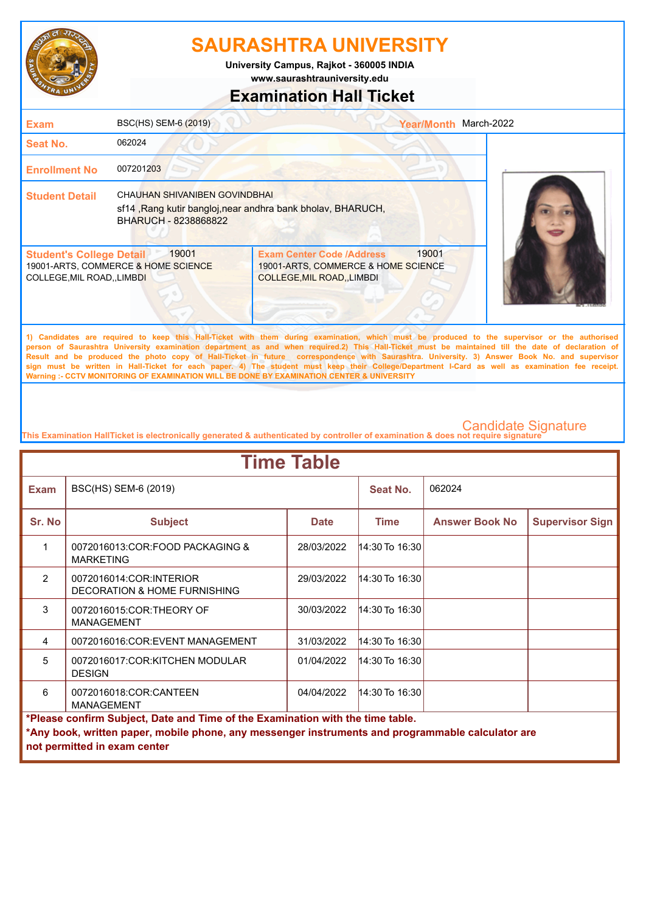# SAURASHTRA UNIVERSITY

**University Campus, Rajkot - 360005 INDIA**
**www.saurashtrauniversity.edu**

## Examination Hall Ticket

| | | | |
|---|---|---|---|
| **Exam** | BSC(HS) SEM-6 (2019) | **Year/Month** | March-2022 |
| **Seat No.** | 062024 | | |
| **Enrollment No** | 007201203 | | |
| **Student Detail** | CHAUHAN SHIVANIBEN GOVINDBHAI<br>sf14 ,Rang kutir bangloj,near andhra bank bholav, BHARUCH, BHARUCH - 8238868822 | | |

| **Student's College Detail** 19001 | **Exam Center Code /Address** 19001 |
|---|---|
| 19001-ARTS, COMMERCE & HOME SCIENCE COLLEGE,MIL ROAD,,LIMBDI | 19001-ARTS, COMMERCE & HOME SCIENCE COLLEGE,MIL ROAD,,LIMBDI |

1) Candidates are required to keep this Hall-Ticket with them during examination, which must be produced to the supervisor or the authorised person of Saurashtra University examination department as and when required.2) This Hall-Ticket must be maintained till the date of declaration of Result and be produced the photo copy of Hall-Ticket in future correspondence with Saurashtra. University. 3) Answer Book No. and supervisor sign must be written in Hall-Ticket for each paper. 4) The student must keep their College/Department I-Card as well as examination fee receipt.
Warning :- CCTV MONITORING OF EXAMINATION WILL BE DONE BY EXAMINATION CENTER & UNIVERSITY

Candidate Signature

This Examination HallTicket is electronically generated & authenticated by controller of examination & does not require signature

## Time Table

| **Exam** | BSC(HS) SEM-6 (2019) | | **Seat No.** | 062024 | |
|---|---|---|---|---|---|
| **Sr. No** | **Subject** | **Date** | **Time** | **Answer Book No** | **Supervisor Sign** |
| 1 | 0072016013:COR:FOOD PACKAGING & MARKETING | 28/03/2022 | 14:30 To 16:30 | | |
| 2 | 0072016014:COR:INTERIOR DECORATION & HOME FURNISHING | 29/03/2022 | 14:30 To 16:30 | | |
| 3 | 0072016015:COR:THEORY OF MANAGEMENT | 30/03/2022 | 14:30 To 16:30 | | |
| 4 | 0072016016:COR:EVENT MANAGEMENT | 31/03/2022 | 14:30 To 16:30 | | |
| 5 | 0072016017:COR:KITCHEN MODULAR DESIGN | 01/04/2022 | 14:30 To 16:30 | | |
| 6 | 0072016018:COR:CANTEEN MANAGEMENT | 04/04/2022 | 14:30 To 16:30 | | |

**\*Please confirm Subject, Date and Time of the Examination with the time table.**
**\*Any book, written paper, mobile phone, any messenger instruments and programmable calculator are not permitted in exam center**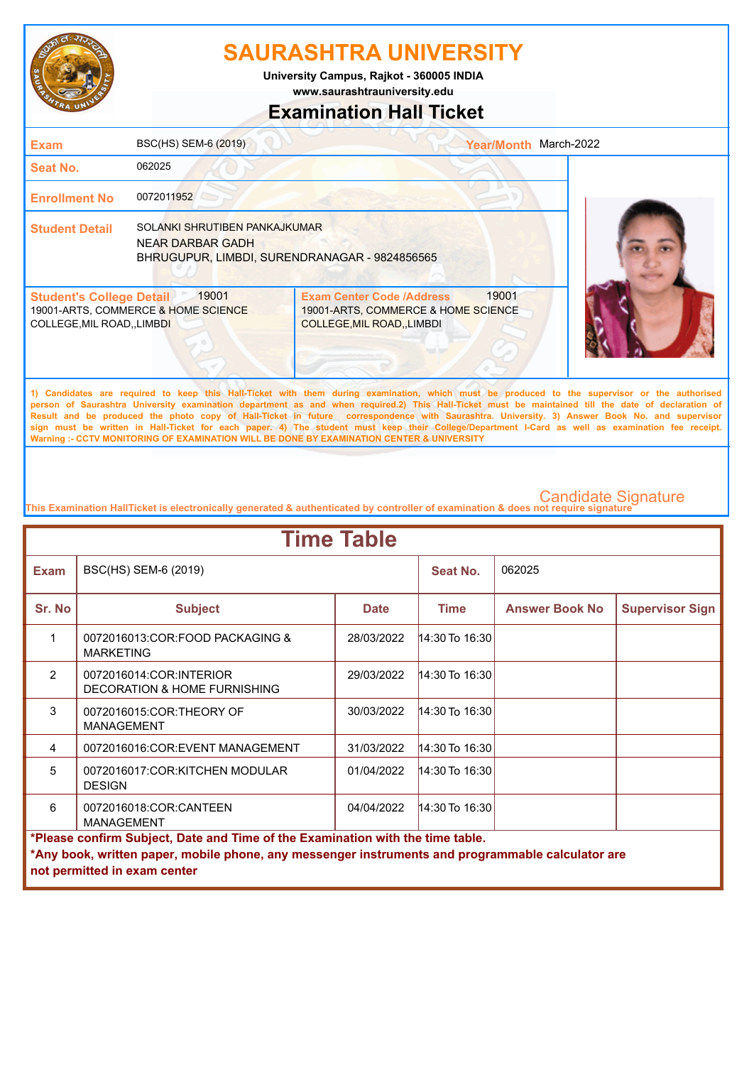# SAURASHTRA UNIVERSITY

**University Campus, Rajkot - 360005 INDIA**
**www.saurashtrauniversity.edu**

## Examination Hall Ticket

| | | | |
|---|---|---|---|
| **Exam** | BSC(HS) SEM-6 (2019) | **Year/Month** | March-2022 |
| **Seat No.** | 062025 | | |
| **Enrollment No** | 0072011952 | | |
| **Student Detail** | SOLANKI SHRUTIBEN PANKAJKUMAR<br>NEAR DARBAR GADH<br>BHRUGUPUR, LIMBDI, SURENDRANAGAR - 9824856565 | | |

| **Student's College Detail** 19001 | **Exam Center Code /Address** 19001 |
|---|---|
| 19001-ARTS, COMMERCE & HOME SCIENCE COLLEGE,MIL ROAD,,LIMBDI | 19001-ARTS, COMMERCE & HOME SCIENCE COLLEGE,MIL ROAD,,LIMBDI |

1) Candidates are required to keep this Hall-Ticket with them during examination, which must be produced to the supervisor or the authorised person of Saurashtra University examination department as and when required.2) This Hall-Ticket must be maintained till the date of declaration of Result and be produced the photo copy of Hall-Ticket in future correspondence with Saurashtra. University. 3) Answer Book No. and supervisor sign must be written in Hall-Ticket for each paper. 4) The student must keep their College/Department I-Card as well as examination fee receipt.
Warning :- CCTV MONITORING OF EXAMINATION WILL BE DONE BY EXAMINATION CENTER & UNIVERSITY

Candidate Signature

This Examination HallTicket is electronically generated & authenticated by controller of examination & does not require signature

## Time Table

**Exam:** BSC(HS) SEM-6 (2019) **Seat No.:** 062025

| Sr. No | Subject | Date | Time | Answer Book No | Supervisor Sign |
|---|---|---|---|---|---|
| 1 | 0072016013:COR:FOOD PACKAGING & MARKETING | 28/03/2022 | 14:30 To 16:30 | | |
| 2 | 0072016014:COR:INTERIOR DECORATION & HOME FURNISHING | 29/03/2022 | 14:30 To 16:30 | | |
| 3 | 0072016015:COR:THEORY OF MANAGEMENT | 30/03/2022 | 14:30 To 16:30 | | |
| 4 | 0072016016:COR:EVENT MANAGEMENT | 31/03/2022 | 14:30 To 16:30 | | |
| 5 | 0072016017:COR:KITCHEN MODULAR DESIGN | 01/04/2022 | 14:30 To 16:30 | | |
| 6 | 0072016018:COR:CANTEEN MANAGEMENT | 04/04/2022 | 14:30 To 16:30 | | |

**\*Please confirm Subject, Date and Time of the Examination with the time table.**
**\*Any book, written paper, mobile phone, any messenger instruments and programmable calculator are not permitted in exam center**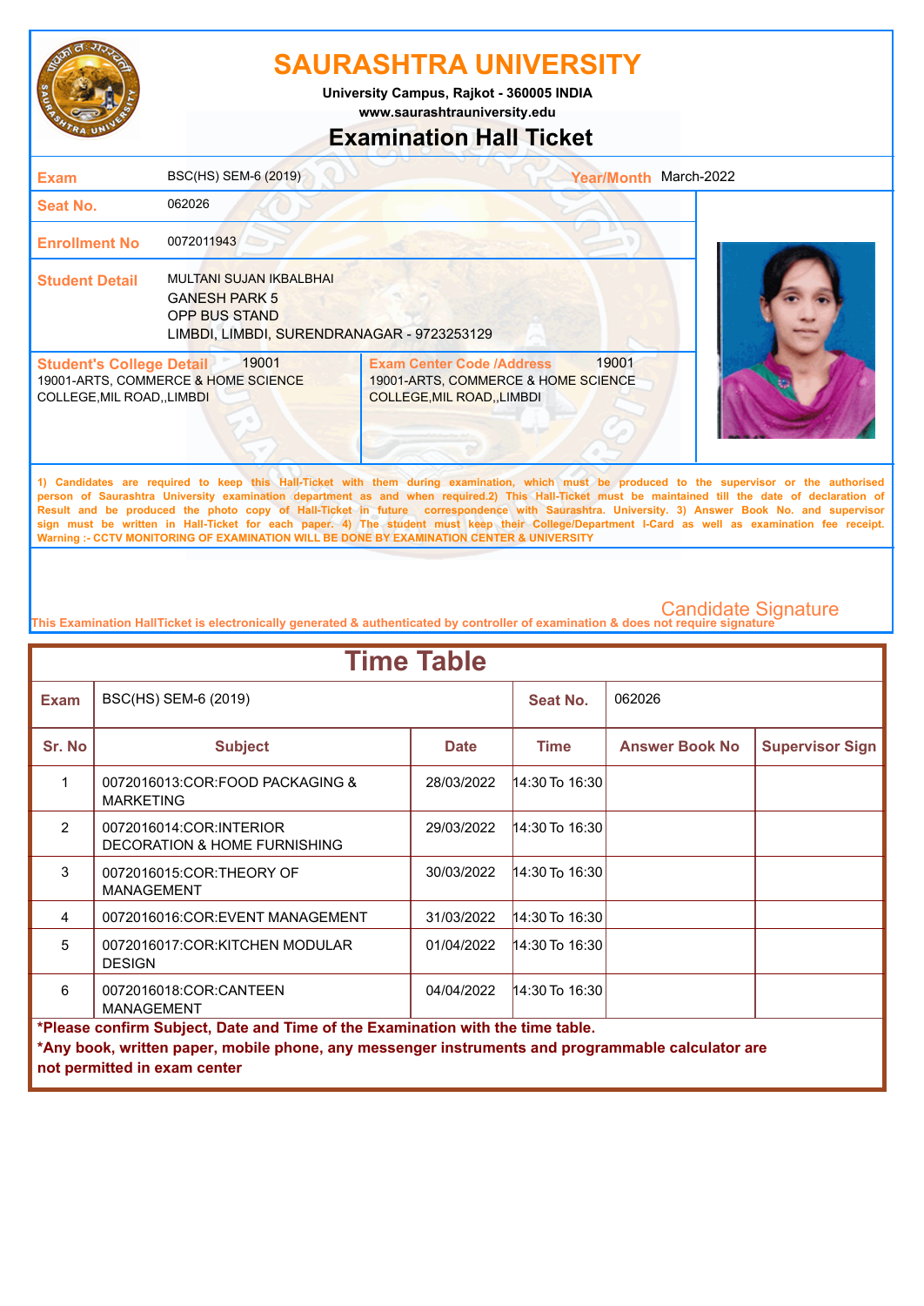# SAURASHTRA UNIVERSITY

University Campus, Rajkot - 360005 INDIA

www.saurashtrauniversity.edu

## Examination Hall Ticket

| | | | |
|---|---|---|---|
| **Exam** | BSC(HS) SEM-6 (2019) | **Year/Month** | March-2022 |
| **Seat No.** | 062026 | | |
| **Enrollment No** | 0072011943 | | |
| **Student Detail** | MULTANI SUJAN IKBALBHAI<br>GANESH PARK 5<br>OPP BUS STAND<br>LIMBDI, LIMBDI, SURENDRANAGAR - 9723253129 | | |

| **Student's College Detail** 19001 | **Exam Center Code /Address** 19001 |
|---|---|
| 19001-ARTS, COMMERCE & HOME SCIENCE COLLEGE,MIL ROAD,,LIMBDI | 19001-ARTS, COMMERCE & HOME SCIENCE COLLEGE,MIL ROAD,,LIMBDI |

**1) Candidates are required to keep this Hall-Ticket with them during examination, which must be produced to the supervisor or the authorised person of Saurashtra University examination department as and when required.2) This Hall-Ticket must be maintained till the date of declaration of Result and be produced the photo copy of Hall-Ticket in future correspondence with Saurashtra. University. 3) Answer Book No. and supervisor sign must be written in Hall-Ticket for each paper. 4) The student must keep their College/Department I-Card as well as examination fee receipt. Warning :- CCTV MONITORING OF EXAMINATION WILL BE DONE BY EXAMINATION CENTER & UNIVERSITY**

Candidate Signature

This Examination HallTicket is electronically generated & authenticated by controller of examination & does not require signature

## Time Table

| **Exam** | BSC(HS) SEM-6 (2019) | | **Seat No.** | 062026 | |
|---|---|---|---|---|---|
| **Sr. No** | **Subject** | **Date** | **Time** | **Answer Book No** | **Supervisor Sign** |
| 1 | 0072016013:COR:FOOD PACKAGING & MARKETING | 28/03/2022 | 14:30 To 16:30 | | |
| 2 | 0072016014:COR:INTERIOR DECORATION & HOME FURNISHING | 29/03/2022 | 14:30 To 16:30 | | |
| 3 | 0072016015:COR:THEORY OF MANAGEMENT | 30/03/2022 | 14:30 To 16:30 | | |
| 4 | 0072016016:COR:EVENT MANAGEMENT | 31/03/2022 | 14:30 To 16:30 | | |
| 5 | 0072016017:COR:KITCHEN MODULAR DESIGN | 01/04/2022 | 14:30 To 16:30 | | |
| 6 | 0072016018:COR:CANTEEN MANAGEMENT | 04/04/2022 | 14:30 To 16:30 | | |

**\*Please confirm Subject, Date and Time of the Examination with the time table.**

**\*Any book, written paper, mobile phone, any messenger instruments and programmable calculator are not permitted in exam center**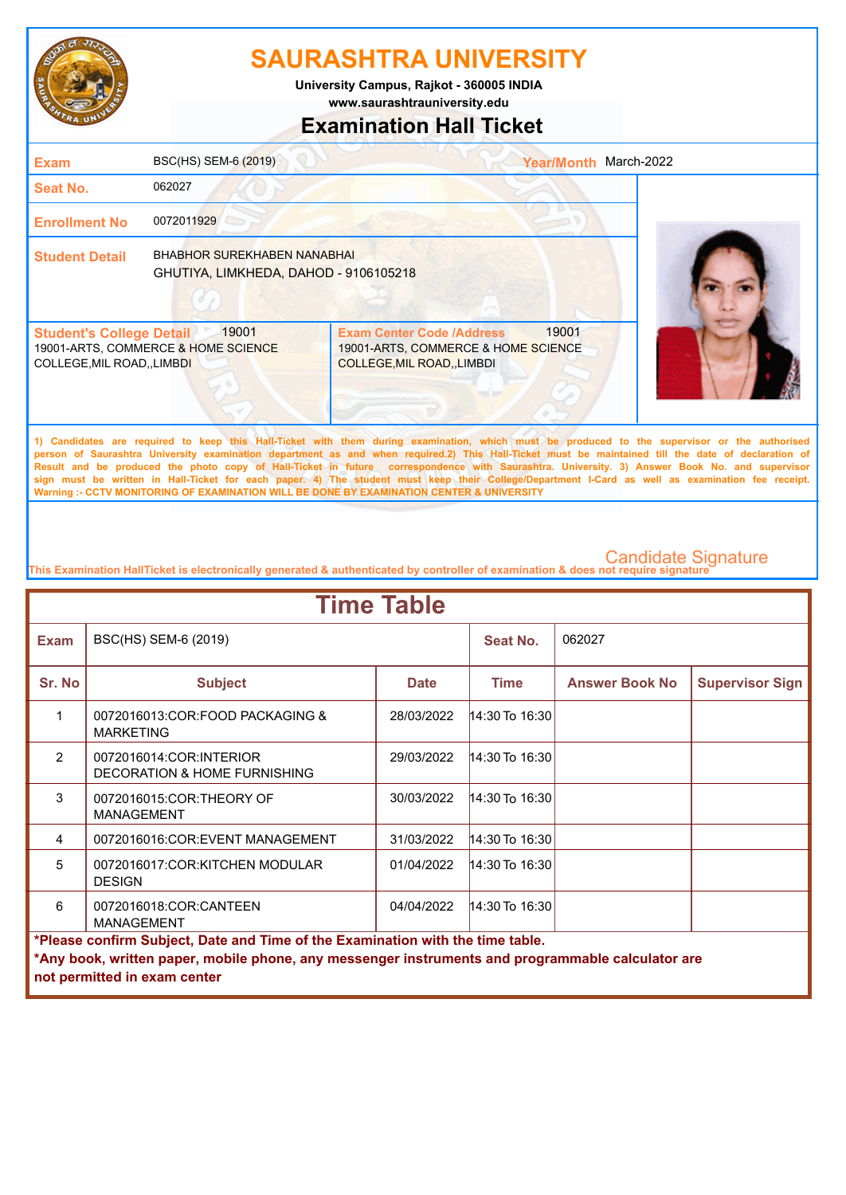# SAURASHTRA UNIVERSITY

University Campus, Rajkot - 360005 INDIA
www.saurashtrauniversity.edu

## Examination Hall Ticket

| | | | |
|---|---|---|---|
| **Exam** | BSC(HS) SEM-6 (2019) | **Year/Month** | March-2022 |
| **Seat No.** | 062027 | | |
| **Enrollment No** | 0072011929 | | |
| **Student Detail** | BHABHOR SUREKHABEN NANABHAI<br>GHUTIYA, LIMKHEDA, DAHOD - 9106105218 | | |

| **Student's College Detail** 19001 | **Exam Center Code /Address** 19001 |
|---|---|
| 19001-ARTS, COMMERCE & HOME SCIENCE COLLEGE,MIL ROAD,,LIMBDI | 19001-ARTS, COMMERCE & HOME SCIENCE COLLEGE,MIL ROAD,,LIMBDI |

**1) Candidates are required to keep this Hall-Ticket with them during examination, which must be produced to the supervisor or the authorised person of Saurashtra University examination department as and when required.2) This Hall-Ticket must be maintained till the date of declaration of Result and be produced the photo copy of Hall-Ticket in future correspondence with Saurashtra. University. 3) Answer Book No. and supervisor sign must be written in Hall-Ticket for each paper. 4) The student must keep their College/Department I-Card as well as examination fee receipt.**
**Warning :- CCTV MONITORING OF EXAMINATION WILL BE DONE BY EXAMINATION CENTER & UNIVERSITY**

Candidate Signature

This Examination HallTicket is electronically generated & authenticated by controller of examination & does not require signature

## Time Table

| **Exam** | BSC(HS) SEM-6 (2019) | | **Seat No.** | 062027 | |
|---|---|---|---|---|---|
| **Sr. No** | **Subject** | **Date** | **Time** | **Answer Book No** | **Supervisor Sign** |
| 1 | 0072016013:COR:FOOD PACKAGING & MARKETING | 28/03/2022 | 14:30 To 16:30 | | |
| 2 | 0072016014:COR:INTERIOR DECORATION & HOME FURNISHING | 29/03/2022 | 14:30 To 16:30 | | |
| 3 | 0072016015:COR:THEORY OF MANAGEMENT | 30/03/2022 | 14:30 To 16:30 | | |
| 4 | 0072016016:COR:EVENT MANAGEMENT | 31/03/2022 | 14:30 To 16:30 | | |
| 5 | 0072016017:COR:KITCHEN MODULAR DESIGN | 01/04/2022 | 14:30 To 16:30 | | |
| 6 | 0072016018:COR:CANTEEN MANAGEMENT | 04/04/2022 | 14:30 To 16:30 | | |

**\*Please confirm Subject, Date and Time of the Examination with the time table.**
**\*Any book, written paper, mobile phone, any messenger instruments and programmable calculator are not permitted in exam center**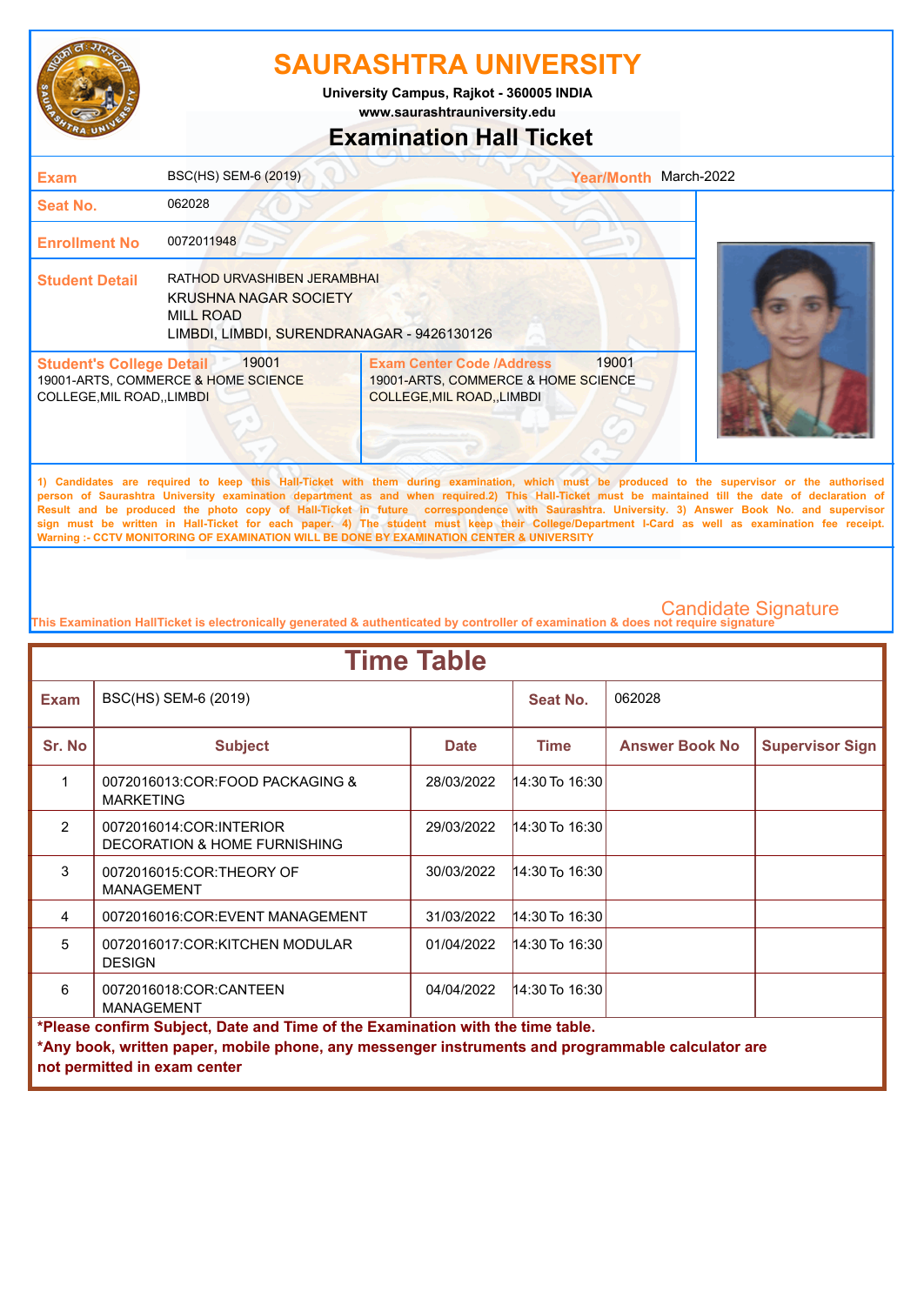# SAURASHTRA UNIVERSITY

**University Campus, Rajkot - 360005 INDIA**

**www.saurashtrauniversity.edu**

## Examination Hall Ticket

| | | | |
|---|---|---|---|
| **Exam** | BSC(HS) SEM-6 (2019) | **Year/Month** | March-2022 |
| **Seat No.** | 062028 | | |
| **Enrollment No** | 0072011948 | | |
| **Student Detail** | RATHOD URVASHIBEN JERAMBHAI<br>KRUSHNA NAGAR SOCIETY<br>MILL ROAD<br>LIMBDI, LIMBDI, SURENDRANAGAR - 9426130126 | | |

| **Student's College Detail** 19001 | **Exam Center Code /Address** 19001 |
|---|---|
| 19001-ARTS, COMMERCE & HOME SCIENCE COLLEGE,MIL ROAD,,LIMBDI | 19001-ARTS, COMMERCE & HOME SCIENCE COLLEGE,MIL ROAD,,LIMBDI |

**1) Candidates are required to keep this Hall-Ticket with them during examination, which must be produced to the supervisor or the authorised person of Saurashtra University examination department as and when required.2) This Hall-Ticket must be maintained till the date of declaration of Result and be produced the photo copy of Hall-Ticket in future correspondence with Saurashtra. University. 3) Answer Book No. and supervisor sign must be written in Hall-Ticket for each paper. 4) The student must keep their College/Department I-Card as well as examination fee receipt. Warning :- CCTV MONITORING OF EXAMINATION WILL BE DONE BY EXAMINATION CENTER & UNIVERSITY**

Candidate Signature

**This Examination HallTicket is electronically generated & authenticated by controller of examination & does not require signature**

## Time Table

| **Exam** | BSC(HS) SEM-6 (2019) | | **Seat No.** | 062028 | |
|---|---|---|---|---|---|
| **Sr. No** | **Subject** | **Date** | **Time** | **Answer Book No** | **Supervisor Sign** |
| 1 | 0072016013:COR:FOOD PACKAGING & MARKETING | 28/03/2022 | 14:30 To 16:30 | | |
| 2 | 0072016014:COR:INTERIOR DECORATION & HOME FURNISHING | 29/03/2022 | 14:30 To 16:30 | | |
| 3 | 0072016015:COR:THEORY OF MANAGEMENT | 30/03/2022 | 14:30 To 16:30 | | |
| 4 | 0072016016:COR:EVENT MANAGEMENT | 31/03/2022 | 14:30 To 16:30 | | |
| 5 | 0072016017:COR:KITCHEN MODULAR DESIGN | 01/04/2022 | 14:30 To 16:30 | | |
| 6 | 0072016018:COR:CANTEEN MANAGEMENT | 04/04/2022 | 14:30 To 16:30 | | |

**\*Please confirm Subject, Date and Time of the Examination with the time table.**

**\*Any book, written paper, mobile phone, any messenger instruments and programmable calculator are not permitted in exam center**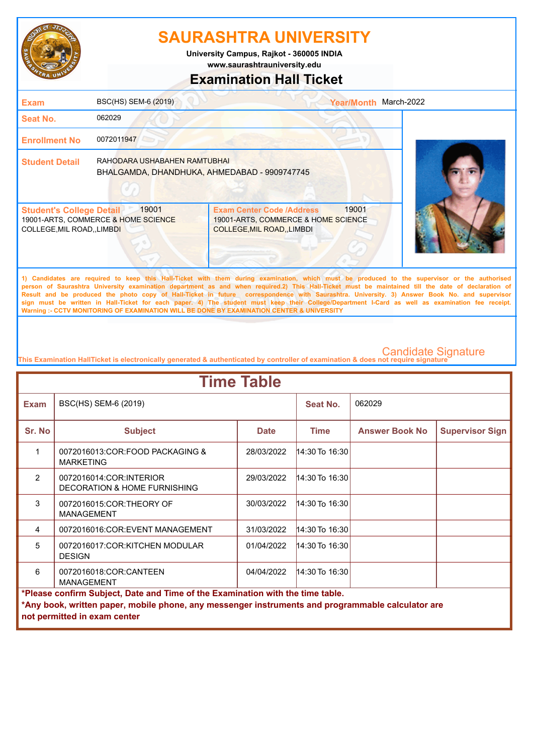# SAURASHTRA UNIVERSITY

University Campus, Rajkot - 360005 INDIA

www.saurashtrauniversity.edu

## Examination Hall Ticket

| | | | |
|---|---|---|---|
| **Exam** | BSC(HS) SEM-6 (2019) | **Year/Month** | March-2022 |
| **Seat No.** | 062029 | | |
| **Enrollment No** | 0072011947 | | |
| **Student Detail** | RAHODARA USHABAHEN RAMTUBHAI<br>BHALGAMDA, DHANDHUKA, AHMEDABAD - 9909747745 | | |

| | |
|---|---|
| **Student's College Detail** 19001 | **Exam Center Code /Address** 19001 |
| 19001-ARTS, COMMERCE & HOME SCIENCE COLLEGE,MIL ROAD,,LIMBDI | 19001-ARTS, COMMERCE & HOME SCIENCE COLLEGE,MIL ROAD,,LIMBDI |

1) Candidates are required to keep this Hall-Ticket with them during examination, which must be produced to the supervisor or the authorised person of Saurashtra University examination department as and when required.2) This Hall-Ticket must be maintained till the date of declaration of Result and be produced the photo copy of Hall-Ticket in future correspondence with Saurashtra. University. 3) Answer Book No. and supervisor sign must be written in Hall-Ticket for each paper. 4) The student must keep their College/Department I-Card as well as examination fee receipt. Warning :- CCTV MONITORING OF EXAMINATION WILL BE DONE BY EXAMINATION CENTER & UNIVERSITY

Candidate Signature

This Examination HallTicket is electronically generated & authenticated by controller of examination & does not require signature

## Time Table

| | | | |
|---|---|---|---|
| **Exam** | BSC(HS) SEM-6 (2019) | **Seat No.** | 062029 |

| Sr. No | Subject | Date | Time | Answer Book No | Supervisor Sign |
|---|---|---|---|---|---|
| 1 | 0072016013:COR:FOOD PACKAGING & MARKETING | 28/03/2022 | 14:30 To 16:30 | | |
| 2 | 0072016014:COR:INTERIOR DECORATION & HOME FURNISHING | 29/03/2022 | 14:30 To 16:30 | | |
| 3 | 0072016015:COR:THEORY OF MANAGEMENT | 30/03/2022 | 14:30 To 16:30 | | |
| 4 | 0072016016:COR:EVENT MANAGEMENT | 31/03/2022 | 14:30 To 16:30 | | |
| 5 | 0072016017:COR:KITCHEN MODULAR DESIGN | 01/04/2022 | 14:30 To 16:30 | | |
| 6 | 0072016018:COR:CANTEEN MANAGEMENT | 04/04/2022 | 14:30 To 16:30 | | |

**\*Please confirm Subject, Date and Time of the Examination with the time table.**

**\*Any book, written paper, mobile phone, any messenger instruments and programmable calculator are not permitted in exam center**